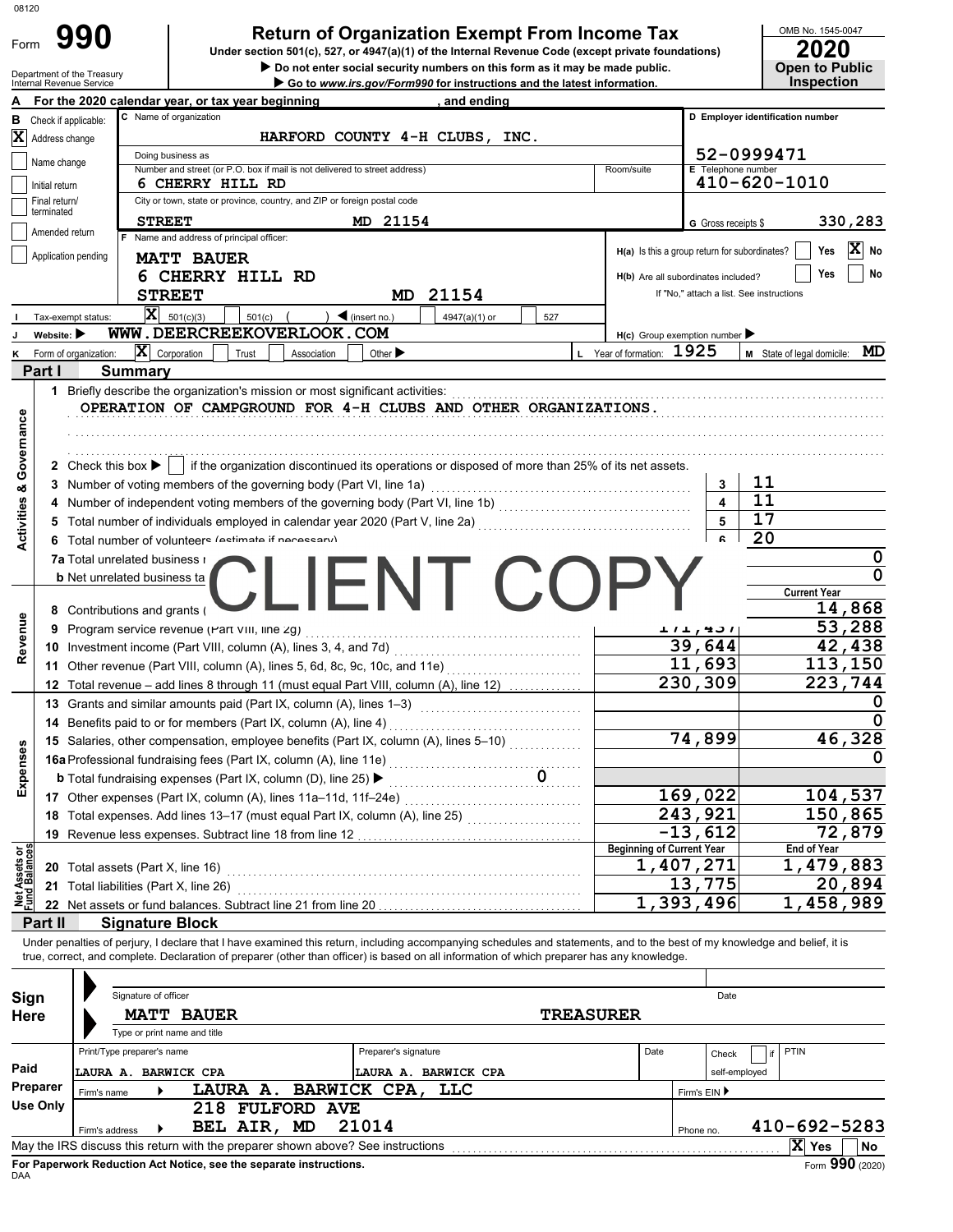08120

# Form 990 — Return of Organization Exempt From Income Tax

**Under section 501(c), 527, or 4947(a)(1) of the Internal Revenue Code (except private foundations)**

▶ Do not enter social security numbers on this form as it may be made public.

▶ Go to *www.irs.gov/Form990* for instructions and the latest information.

Department of the Treasury
Internal Revenue Service

OMB No. 1545-0047
**2020**
**Open to Public Inspection**

**A** For the 2020 calendar year, or tax year beginning , and ending

**B** Check if applicable:
- [X] Address change
- [ ] Name change
- [ ] Initial return
- [ ] Final return/terminated
- [ ] Amended return
- [ ] Application pending

**C** Name of organization: HARFORD COUNTY 4-H CLUBS, INC.

Doing business as

Number and street (or P.O. box if mail is not delivered to street address): 6 CHERRY HILL RD

Room/suite

City or town, state or province, country, and ZIP or foreign postal code: STREET MD 21154

**D** Employer identification number: 52-0999471

**E** Telephone number: 410-620-1010

**G** Gross receipts $ 330,283

**F** Name and address of principal officer: MATT BAUER, 6 CHERRY HILL RD, STREET MD 21154

**H(a)** Is this a group return for subordinates? [ ] Yes [X] No

**H(b)** Are all subordinates included? [ ] Yes [ ] No
If "No," attach a list. See instructions

**H(c)** Group exemption number ▶

**I** Tax-exempt status: [X] 501(c)(3) [ ] 501(c) ( ) ◀ (insert no.) [ ] 4947(a)(1) or [ ] 527

**J** Website: ▶ WWW.DEERCREEKOVERLOOK.COM

**K** Form of organization: [X] Corporation [ ] Trust [ ] Association [ ] Other ▶

**L** Year of formation: 1925

**M** State of legal domicile: MD

## Part I Summary

**Activities & Governance**

1 Briefly describe the organization's mission or most significant activities:
OPERATION OF CAMPGROUND FOR 4-H CLUBS AND OTHER ORGANIZATIONS.

2 Check this box ▶ [ ] if the organization discontinued its operations or disposed of more than 25% of its net assets.

| | | | |
|---|---|---|---|
| 3 | Number of voting members of the governing body (Part VI, line 1a) | 3 | 11 |
| 4 | Number of independent voting members of the governing body (Part VI, line 1b) | 4 | 11 |
| 5 | Total number of individuals employed in calendar year 2020 (Part V, line 2a) | 5 | 17 |
| 6 | Total number of volunteers (estimate if necessary) | 6 | 20 |
| 7a | Total unrelated business r... | | 0 |
| b | Net unrelated business ta... | | 0 |

CLIENT COPY

| | | Prior Year | Current Year |
|---|---|---|---|
| **Revenue** | | | |
| 8 | Contributions and grants ( | | 14,868 |
| 9 | Program service revenue (Part VIII, line 2g) | 171,457 | 53,288 |
| 10 | Investment income (Part VIII, column (A), lines 3, 4, and 7d) | 39,644 | 42,438 |
| 11 | Other revenue (Part VIII, column (A), lines 5, 6d, 8c, 9c, 10c, and 11e) | 11,693 | 113,150 |
| 12 | Total revenue – add lines 8 through 11 (must equal Part VIII, column (A), line 12) | 230,309 | 223,744 |
| **Expenses** | | | |
| 13 | Grants and similar amounts paid (Part IX, column (A), lines 1–3) | | 0 |
| 14 | Benefits paid to or for members (Part IX, column (A), line 4) | | 0 |
| 15 | Salaries, other compensation, employee benefits (Part IX, column (A), lines 5–10) | 74,899 | 46,328 |
| 16a | Professional fundraising fees (Part IX, column (A), line 11e) | | 0 |
| b | Total fundraising expenses (Part IX, column (D), line 25) ▶ 0 | | |
| 17 | Other expenses (Part IX, column (A), lines 11a–11d, 11f–24e) | 169,022 | 104,537 |
| 18 | Total expenses. Add lines 13–17 (must equal Part IX, column (A), line 25) | 243,921 | 150,865 |
| 19 | Revenue less expenses. Subtract line 18 from line 12 | -13,612 | 72,879 |
| **Net Assets or Fund Balances** | | **Beginning of Current Year** | **End of Year** |
| 20 | Total assets (Part X, line 16) | 1,407,271 | 1,479,883 |
| 21 | Total liabilities (Part X, line 26) | 13,775 | 20,894 |
| 22 | Net assets or fund balances. Subtract line 21 from line 20 | 1,393,496 | 1,458,989 |

## Part II Signature Block

Under penalties of perjury, I declare that I have examined this return, including accompanying schedules and statements, and to the best of my knowledge and belief, it is true, correct, and complete. Declaration of preparer (other than officer) is based on all information of which preparer has any knowledge.

**Sign Here**

Signature of officer — Date

MATT BAUER — TREASURER
Type or print name and title

**Paid Preparer Use Only**

| Print/Type preparer's name | Preparer's signature | Date | Check [ ] if self-employed | PTIN |
|---|---|---|---|---|
| LAURA A. BARWICK CPA | LAURA A. BARWICK CPA | | | |

Firm's name ▶ LAURA A. BARWICK CPA, LLC — Firm's EIN ▶

Firm's address ▶ 218 FULFORD AVE, BEL AIR, MD 21014 — Phone no. 410-692-5283

May the IRS discuss this return with the preparer shown above? See instructions [X] Yes [ ] No

**For Paperwork Reduction Act Notice, see the separate instructions.**
DAA
Form **990** (2020)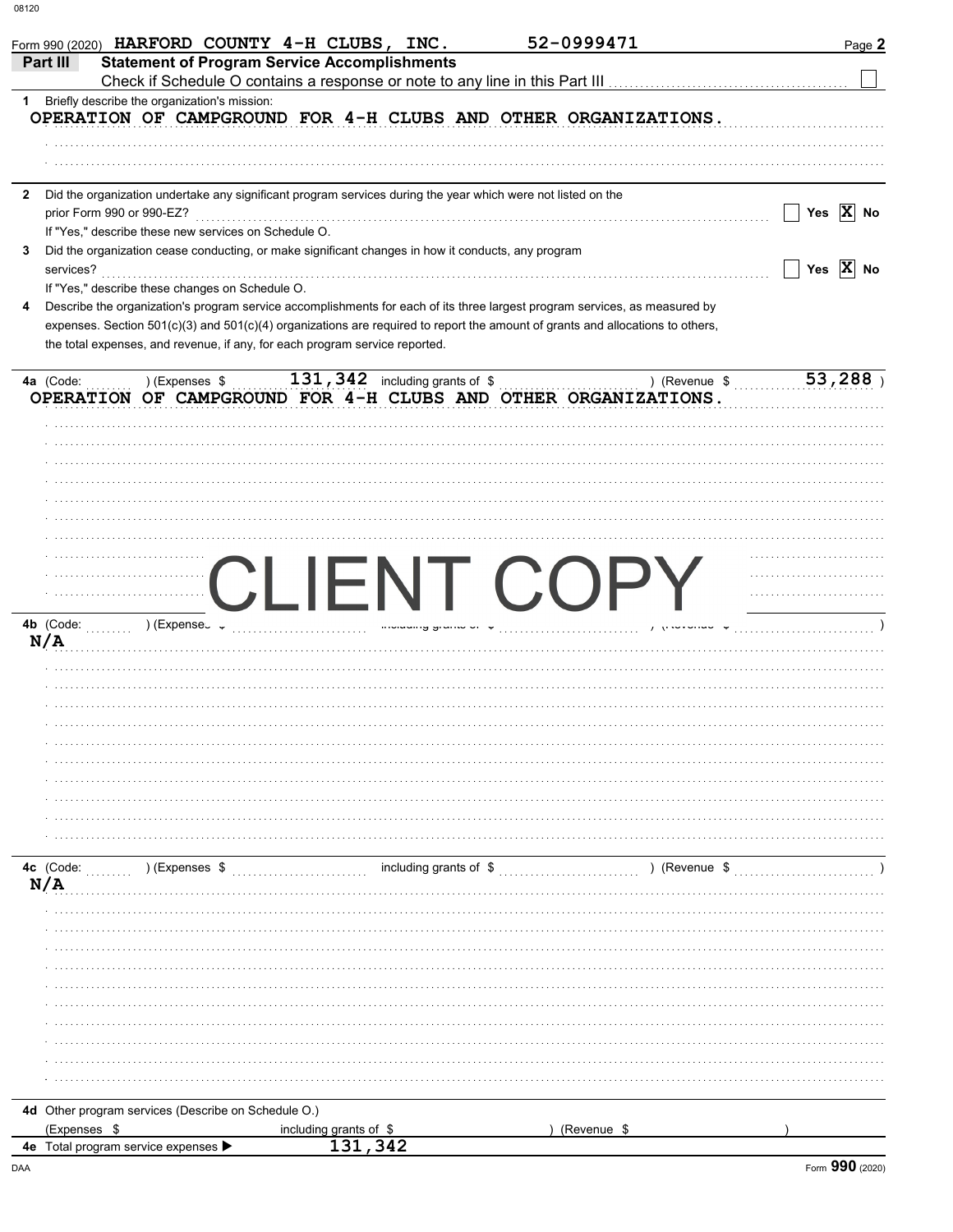Form 990 (2020) HARFORD COUNTY 4-H CLUBS, INC. 52-0999471

## Part III Statement of Program Service Accomplishments

Check if Schedule O contains a response or note to any line in this Part III ☐

**1** Briefly describe the organization's mission:

OPERATION OF CAMPGROUND FOR 4-H CLUBS AND OTHER ORGANIZATIONS.

**2** Did the organization undertake any significant program services during the year which were not listed on the prior Form 990 or 990-EZ? ☐ Yes ☒ No

If "Yes," describe these new services on Schedule O.

**3** Did the organization cease conducting, or make significant changes in how it conducts, any program services? ☐ Yes ☒ No

If "Yes," describe these changes on Schedule O.

**4** Describe the organization's program service accomplishments for each of its three largest program services, as measured by expenses. Section 501(c)(3) and 501(c)(4) organizations are required to report the amount of grants and allocations to others, the total expenses, and revenue, if any, for each program service reported.

**4a** (Code: ) (Expenses $ 131,342 including grants of $ ) (Revenue $ 53,288 )

OPERATION OF CAMPGROUND FOR 4-H CLUBS AND OTHER ORGANIZATIONS.

CLIENT COPY

**4b** (Code: ) (Expenses $ including grants of $ ) (Revenue $ )

N/A

**4c** (Code: ) (Expenses $ including grants of $ ) (Revenue $ )

N/A

**4d** Other program services (Describe on Schedule O.)

(Expenses $ including grants of $ ) (Revenue $ )

**4e** Total program service expenses ▶ 131,342

Form **990** (2020)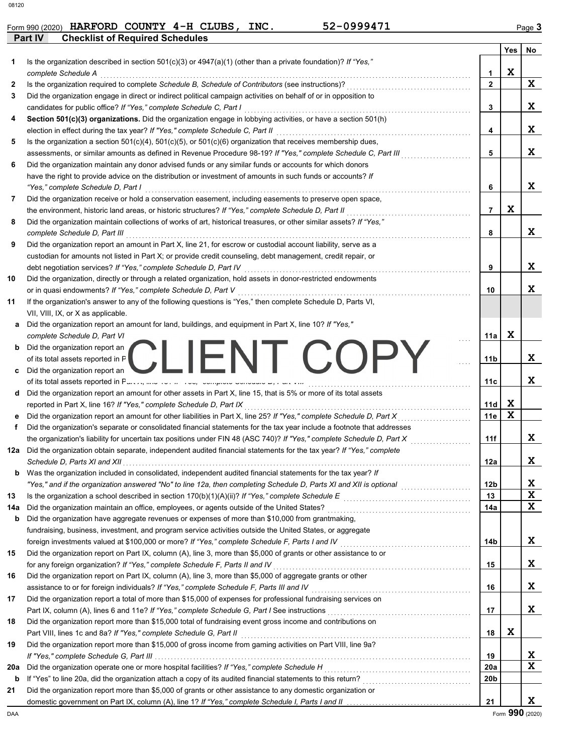Form 990 (2020) **HARFORD COUNTY 4-H CLUBS, INC.** **52-0999471**

**Part IV Checklist of Required Schedules**

| | | | Yes | No |
|---|---|---|---|---|
| 1 | Is the organization described in section 501(c)(3) or 4947(a)(1) (other than a private foundation)? *If "Yes," complete Schedule A* | 1 | X | |
| 2 | Is the organization required to complete *Schedule B, Schedule of Contributors* (see instructions)? | 2 | | X |
| 3 | Did the organization engage in direct or indirect political campaign activities on behalf of or in opposition to candidates for public office? *If "Yes," complete Schedule C, Part I* | 3 | | X |
| 4 | **Section 501(c)(3) organizations.** Did the organization engage in lobbying activities, or have a section 501(h) election in effect during the tax year? *If "Yes," complete Schedule C, Part II* | 4 | | X |
| 5 | Is the organization a section 501(c)(4), 501(c)(5), or 501(c)(6) organization that receives membership dues, assessments, or similar amounts as defined in Revenue Procedure 98-19? *If "Yes," complete Schedule C, Part III* | 5 | | X |
| 6 | Did the organization maintain any donor advised funds or any similar funds or accounts for which donors have the right to provide advice on the distribution or investment of amounts in such funds or accounts? *If "Yes," complete Schedule D, Part I* | 6 | | X |
| 7 | Did the organization receive or hold a conservation easement, including easements to preserve open space, the environment, historic land areas, or historic structures? *If "Yes," complete Schedule D, Part II* | 7 | X | |
| 8 | Did the organization maintain collections of works of art, historical treasures, or other similar assets? *If "Yes," complete Schedule D, Part III* | 8 | | X |
| 9 | Did the organization report an amount in Part X, line 21, for escrow or custodial account liability, serve as a custodian for amounts not listed in Part X; or provide credit counseling, debt management, credit repair, or debt negotiation services? *If "Yes," complete Schedule D, Part IV* | 9 | | X |
| 10 | Did the organization, directly or through a related organization, hold assets in donor-restricted endowments or in quasi endowments? *If "Yes," complete Schedule D, Part V* | 10 | | X |
| 11 | If the organization's answer to any of the following questions is "Yes," then complete Schedule D, Parts VI, VII, VIII, IX, or X as applicable. | | | |
| a | Did the organization report an amount for land, buildings, and equipment in Part X, line 10? *If "Yes," complete Schedule D, Part VI* | 11a | X | |
| b | Did the organization report an amount for investments—other securities in Part X, line 12, that is 5% or more of its total assets reported in Part X, line 16? *If "Yes," complete Schedule D, Part VII* | 11b | | X |
| c | Did the organization report an amount for investments—program related in Part X, line 13, that is 5% or more of its total assets reported in Part X, line 16? *If "Yes," complete Schedule D, Part VIII* | 11c | | X |
| d | Did the organization report an amount for other assets in Part X, line 15, that is 5% or more of its total assets reported in Part X, line 16? *If "Yes," complete Schedule D, Part IX* | 11d | X | |
| e | Did the organization report an amount for other liabilities in Part X, line 25? *If "Yes," complete Schedule D, Part X* | 11e | X | |
| f | Did the organization's separate or consolidated financial statements for the tax year include a footnote that addresses the organization's liability for uncertain tax positions under FIN 48 (ASC 740)? *If "Yes," complete Schedule D, Part X* | 11f | | X |
| 12a | Did the organization obtain separate, independent audited financial statements for the tax year? *If "Yes," complete Schedule D, Parts XI and XII* | 12a | | X |
| b | Was the organization included in consolidated, independent audited financial statements for the tax year? *If "Yes," and if the organization answered "No" to line 12a, then completing Schedule D, Parts XI and XII is optional* | 12b | | X |
| 13 | Is the organization a school described in section 170(b)(1)(A)(ii)? *If "Yes," complete Schedule E* | 13 | | X |
| 14a | Did the organization maintain an office, employees, or agents outside of the United States? | 14a | | X |
| b | Did the organization have aggregate revenues or expenses of more than $10,000 from grantmaking, fundraising, business, investment, and program service activities outside the United States, or aggregate foreign investments valued at $100,000 or more? *If "Yes," complete Schedule F, Parts I and IV* | 14b | | X |
| 15 | Did the organization report on Part IX, column (A), line 3, more than $5,000 of grants or other assistance to or for any foreign organization? *If "Yes," complete Schedule F, Parts II and IV* | 15 | | X |
| 16 | Did the organization report on Part IX, column (A), line 3, more than $5,000 of aggregate grants or other assistance to or for foreign individuals? *If "Yes," complete Schedule F, Parts III and IV* | 16 | | X |
| 17 | Did the organization report a total of more than $15,000 of expenses for professional fundraising services on Part IX, column (A), lines 6 and 11e? *If "Yes," complete Schedule G, Part I* See instructions | 17 | | X |
| 18 | Did the organization report more than $15,000 total of fundraising event gross income and contributions on Part VIII, lines 1c and 8a? *If "Yes," complete Schedule G, Part II* | 18 | X | |
| 19 | Did the organization report more than $15,000 of gross income from gaming activities on Part VIII, line 9a? *If "Yes," complete Schedule G, Part III* | 19 | | X |
| 20a | Did the organization operate one or more hospital facilities? *If "Yes," complete Schedule H* | 20a | | X |
| b | If "Yes" to line 20a, did the organization attach a copy of its audited financial statements to this return? | 20b | | |
| 21 | Did the organization report more than $5,000 of grants or other assistance to any domestic organization or domestic government on Part IX, column (A), line 1? *If "Yes," complete Schedule I, Parts I and II* | 21 | | X |

Form **990** (2020)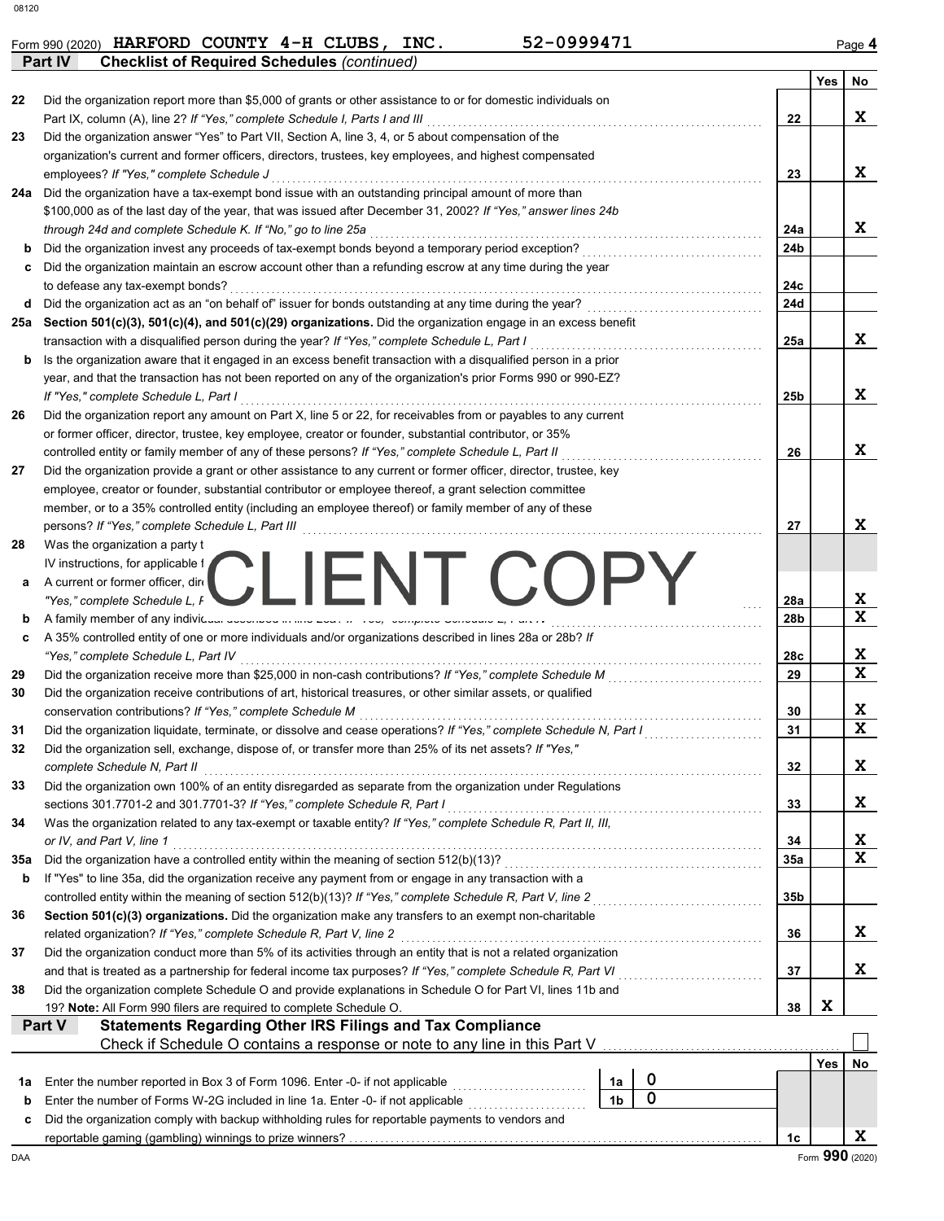Form 990 (2020) **HARFORD COUNTY 4-H CLUBS, INC.** 52-0999471 Page **4**

**Part IV Checklist of Required Schedules** *(continued)*

| | | | Yes | No |
|---|---|---|---|---|
| 22 | Did the organization report more than $5,000 of grants or other assistance to or for domestic individuals on Part IX, column (A), line 2? *If "Yes," complete Schedule I, Parts I and III* | 22 | | X |
| 23 | Did the organization answer "Yes" to Part VII, Section A, line 3, 4, or 5 about compensation of the organization's current and former officers, directors, trustees, key employees, and highest compensated employees? *If "Yes," complete Schedule J* | 23 | | X |
| 24a | Did the organization have a tax-exempt bond issue with an outstanding principal amount of more than $100,000 as of the last day of the year, that was issued after December 31, 2002? *If "Yes," answer lines 24b through 24d and complete Schedule K. If "No," go to line 25a* | 24a | | X |
| b | Did the organization invest any proceeds of tax-exempt bonds beyond a temporary period exception? | 24b | | |
| c | Did the organization maintain an escrow account other than a refunding escrow at any time during the year to defease any tax-exempt bonds? | 24c | | |
| d | Did the organization act as an "on behalf of" issuer for bonds outstanding at any time during the year? | 24d | | |
| 25a | **Section 501(c)(3), 501(c)(4), and 501(c)(29) organizations.** Did the organization engage in an excess benefit transaction with a disqualified person during the year? *If "Yes," complete Schedule L, Part I* | 25a | | X |
| b | Is the organization aware that it engaged in an excess benefit transaction with a disqualified person in a prior year, and that the transaction has not been reported on any of the organization's prior Forms 990 or 990-EZ? *If "Yes," complete Schedule L, Part I* | 25b | | X |
| 26 | Did the organization report any amount on Part X, line 5 or 22, for receivables from or payables to any current or former officer, director, trustee, key employee, creator or founder, substantial contributor, or 35% controlled entity or family member of any of these persons? *If "Yes," complete Schedule L, Part II* | 26 | | X |
| 27 | Did the organization provide a grant or other assistance to any current or former officer, director, trustee, key employee, creator or founder, substantial contributor or employee thereof, a grant selection committee member, or to a 35% controlled entity (including an employee thereof) or family member of any of these persons? *If "Yes," complete Schedule L, Part III* | 27 | | X |
| 28 | Was the organization a party t... IV instructions, for applicable f... | | | |
| a | A current or former officer, dir... *"Yes," complete Schedule L, P...* | 28a | | X |
| b | A family member of any individ... | 28b | | X |
| c | A 35% controlled entity of one or more individuals and/or organizations described in lines 28a or 28b? *If "Yes," complete Schedule L, Part IV* | 28c | | X |
| 29 | Did the organization receive more than $25,000 in non-cash contributions? *If "Yes," complete Schedule M* | 29 | | X |
| 30 | Did the organization receive contributions of art, historical treasures, or other similar assets, or qualified conservation contributions? *If "Yes," complete Schedule M* | 30 | | X |
| 31 | Did the organization liquidate, terminate, or dissolve and cease operations? *If "Yes," complete Schedule N, Part I* | 31 | | X |
| 32 | Did the organization sell, exchange, dispose of, or transfer more than 25% of its net assets? *If "Yes," complete Schedule N, Part II* | 32 | | X |
| 33 | Did the organization own 100% of an entity disregarded as separate from the organization under Regulations sections 301.7701-2 and 301.7701-3? *If "Yes," complete Schedule R, Part I* | 33 | | X |
| 34 | Was the organization related to any tax-exempt or taxable entity? *If "Yes," complete Schedule R, Part II, III, or IV, and Part V, line 1* | 34 | | X |
| 35a | Did the organization have a controlled entity within the meaning of section 512(b)(13)? | 35a | | X |
| b | If "Yes" to line 35a, did the organization receive any payment from or engage in any transaction with a controlled entity within the meaning of section 512(b)(13)? *If "Yes," complete Schedule R, Part V, line 2* | 35b | | |
| 36 | **Section 501(c)(3) organizations.** Did the organization make any transfers to an exempt non-charitable related organization? *If "Yes," complete Schedule R, Part V, line 2* | 36 | | X |
| 37 | Did the organization conduct more than 5% of its activities through an entity that is not a related organization and that is treated as a partnership for federal income tax purposes? *If "Yes," complete Schedule R, Part VI* | 37 | | X |
| 38 | Did the organization complete Schedule O and provide explanations in Schedule O for Part VI, lines 11b and 19? **Note:** All Form 990 filers are required to complete Schedule O. | 38 | X | |

CLIENT COPY

**Part V Statements Regarding Other IRS Filings and Tax Compliance**

Check if Schedule O contains a response or note to any line in this Part V ☐

| | | | | | Yes | No |
|---|---|---|---|---|---|---|
| 1a | Enter the number reported in Box 3 of Form 1096. Enter -0- if not applicable | 1a | 0 | | | |
| b | Enter the number of Forms W-2G included in line 1a. Enter -0- if not applicable | 1b | 0 | | | |
| c | Did the organization comply with backup withholding rules for reportable payments to vendors and reportable gaming (gambling) winnings to prize winners? | | | 1c | | X |

DAA Form **990** (2020)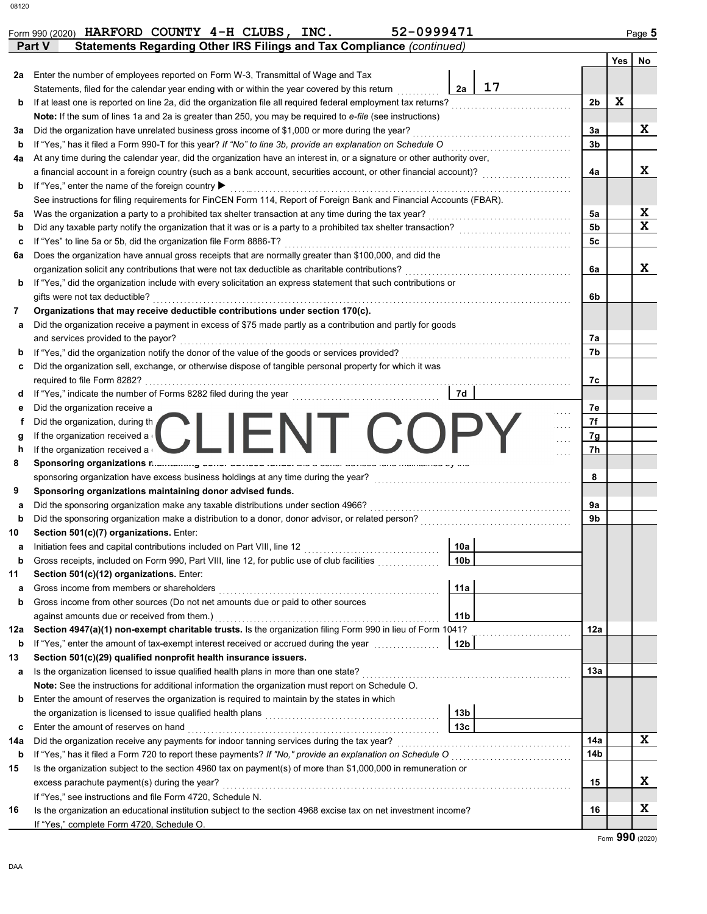Form 990 (2020) **HARFORD COUNTY 4-H CLUBS, INC.** 52-0999471 Page **5**

**Part V Statements Regarding Other IRS Filings and Tax Compliance** *(continued)*

| | | | | | Yes | No |
|---|---|---|---|---|---|---|
| **2a** | Enter the number of employees reported on Form W-3, Transmittal of Wage and Tax Statements, filed for the calendar year ending with or within the year covered by this return | 2a | 17 | | | |
| **b** | If at least one is reported on line 2a, did the organization file all required federal employment tax returns? | | | 2b | X | |
| | **Note:** If the sum of lines 1a and 2a is greater than 250, you may be required to *e-file* (see instructions) | | | | | |
| **3a** | Did the organization have unrelated business gross income of $1,000 or more during the year? | | | 3a | | X |
| **b** | If "Yes," has it filed a Form 990-T for this year? *If "No" to line 3b, provide an explanation on Schedule O* | | | 3b | | |
| **4a** | At any time during the calendar year, did the organization have an interest in, or a signature or other authority over, a financial account in a foreign country (such as a bank account, securities account, or other financial account)? | | | 4a | | X |
| **b** | If "Yes," enter the name of the foreign country ▶ | | | | | |
| | See instructions for filing requirements for FinCEN Form 114, Report of Foreign Bank and Financial Accounts (FBAR). | | | | | |
| **5a** | Was the organization a party to a prohibited tax shelter transaction at any time during the tax year? | | | 5a | | X |
| **b** | Did any taxable party notify the organization that it was or is a party to a prohibited tax shelter transaction? | | | 5b | | X |
| **c** | If "Yes" to line 5a or 5b, did the organization file Form 8886-T? | | | 5c | | |
| **6a** | Does the organization have annual gross receipts that are normally greater than $100,000, and did the organization solicit any contributions that were not tax deductible as charitable contributions? | | | 6a | | X |
| **b** | If "Yes," did the organization include with every solicitation an express statement that such contributions or gifts were not tax deductible? | | | 6b | | |
| **7** | **Organizations that may receive deductible contributions under section 170(c).** | | | | | |
| **a** | Did the organization receive a payment in excess of $75 made partly as a contribution and partly for goods and services provided to the payor? | | | 7a | | |
| **b** | If "Yes," did the organization notify the donor of the value of the goods or services provided? | | | 7b | | |
| **c** | Did the organization sell, exchange, or otherwise dispose of tangible personal property for which it was required to file Form 8282? | | | 7c | | |
| **d** | If "Yes," indicate the number of Forms 8282 filed during the year | 7d | | | | |
| **e** | Did the organization receive a | | | 7e | | |
| **f** | Did the organization, during th | | | 7f | | |
| **g** | If the organization received a | | | 7g | | |
| **h** | If the organization received a | | | 7h | | |
| **8** | **Sponsoring organizations** ... sponsoring organization have excess business holdings at any time during the year? | | | 8 | | |
| **9** | **Sponsoring organizations maintaining donor advised funds.** | | | | | |
| **a** | Did the sponsoring organization make any taxable distributions under section 4966? | | | 9a | | |
| **b** | Did the sponsoring organization make a distribution to a donor, donor advisor, or related person? | | | 9b | | |
| **10** | **Section 501(c)(7) organizations.** Enter: | | | | | |
| **a** | Initiation fees and capital contributions included on Part VIII, line 12 | 10a | | | | |
| **b** | Gross receipts, included on Form 990, Part VIII, line 12, for public use of club facilities | 10b | | | | |
| **11** | **Section 501(c)(12) organizations.** Enter: | | | | | |
| **a** | Gross income from members or shareholders | 11a | | | | |
| **b** | Gross income from other sources (Do not net amounts due or paid to other sources against amounts due or received from them.) | 11b | | | | |
| **12a** | **Section 4947(a)(1) non-exempt charitable trusts.** Is the organization filing Form 990 in lieu of Form 1041? | | | 12a | | |
| **b** | If "Yes," enter the amount of tax-exempt interest received or accrued during the year | 12b | | | | |
| **13** | **Section 501(c)(29) qualified nonprofit health insurance issuers.** | | | | | |
| **a** | Is the organization licensed to issue qualified health plans in more than one state? | | | 13a | | |
| | **Note:** See the instructions for additional information the organization must report on Schedule O. | | | | | |
| **b** | Enter the amount of reserves the organization is required to maintain by the states in which the organization is licensed to issue qualified health plans | 13b | | | | |
| **c** | Enter the amount of reserves on hand | 13c | | | | |
| **14a** | Did the organization receive any payments for indoor tanning services during the tax year? | | | 14a | | X |
| **b** | If "Yes," has it filed a Form 720 to report these payments? *If "No," provide an explanation on Schedule O* | | | 14b | | |
| **15** | Is the organization subject to the section 4960 tax on payment(s) of more than $1,000,000 in remuneration or excess parachute payment(s) during the year? | | | 15 | | X |
| | If "Yes," see instructions and file Form 4720, Schedule N. | | | | | |
| **16** | Is the organization an educational institution subject to the section 4968 excise tax on net investment income? | | | 16 | | X |
| | If "Yes," complete Form 4720, Schedule O. | | | | | |

CLIENT COPY

Form **990** (2020)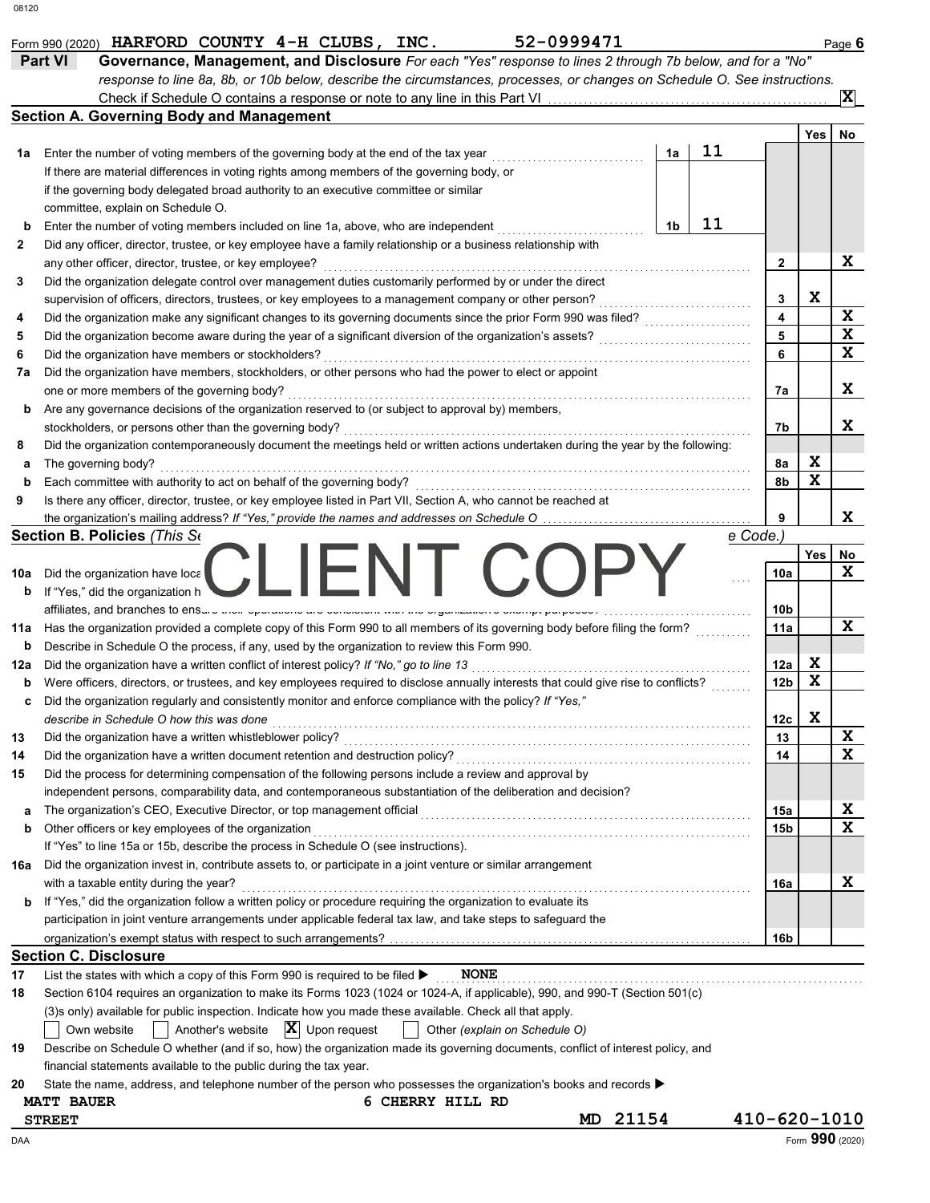Form 990 (2020) **HARFORD COUNTY 4-H CLUBS, INC.** 52-0999471 Page **6**

## Part VI Governance, Management, and Disclosure

*For each "Yes" response to lines 2 through 7b below, and for a "No" response to line 8a, 8b, or 10b below, describe the circumstances, processes, or changes on Schedule O. See instructions.*

Check if Schedule O contains a response or note to any line in this Part VI .......... **X**

### Section A. Governing Body and Management

| | | | | Yes | No |
|---|---|---|---|---|---|
| **1a** | Enter the number of voting members of the governing body at the end of the tax year ... If there are material differences in voting rights among members of the governing body, or if the governing body delegated broad authority to an executive committee or similar committee, explain on Schedule O. | 1a: 11 | | | |
| **b** | Enter the number of voting members included on line 1a, above, who are independent ... | 1b: 11 | | | |
| **2** | Did any officer, director, trustee, or key employee have a family relationship or a business relationship with any other officer, director, trustee, or key employee? | | 2 | | X |
| **3** | Did the organization delegate control over management duties customarily performed by or under the direct supervision of officers, directors, trustees, or key employees to a management company or other person? | | 3 | X | |
| **4** | Did the organization make any significant changes to its governing documents since the prior Form 990 was filed? | | 4 | | X |
| **5** | Did the organization become aware during the year of a significant diversion of the organization's assets? | | 5 | | X |
| **6** | Did the organization have members or stockholders? | | 6 | | X |
| **7a** | Did the organization have members, stockholders, or other persons who had the power to elect or appoint one or more members of the governing body? | | 7a | | X |
| **b** | Are any governance decisions of the organization reserved to (or subject to approval by) members, stockholders, or persons other than the governing body? | | 7b | | X |
| **8** | Did the organization contemporaneously document the meetings held or written actions undertaken during the year by the following: | | | | |
| **a** | The governing body? | | 8a | X | |
| **b** | Each committee with authority to act on behalf of the governing body? | | 8b | X | |
| **9** | Is there any officer, director, trustee, or key employee listed in Part VII, Section A, who cannot be reached at the organization's mailing address? *If "Yes," provide the names and addresses on Schedule O* | | 9 | | X |

### Section B. Policies *(This Se... e Code.)*

CLIENT COPY

| | | | Yes | No |
|---|---|---|---|---|
| **10a** | Did the organization have loca... | 10a | | X |
| **b** | If "Yes," did the organization h... affiliates, and branches to ens... | 10b | | |
| **11a** | Has the organization provided a complete copy of this Form 990 to all members of its governing body before filing the form? | 11a | | X |
| **b** | Describe in Schedule O the process, if any, used by the organization to review this Form 990. | | | |
| **12a** | Did the organization have a written conflict of interest policy? *If "No," go to line 13* | 12a | X | |
| **b** | Were officers, directors, or trustees, and key employees required to disclose annually interests that could give rise to conflicts? | 12b | X | |
| **c** | Did the organization regularly and consistently monitor and enforce compliance with the policy? *If "Yes," describe in Schedule O how this was done* | 12c | X | |
| **13** | Did the organization have a written whistleblower policy? | 13 | | X |
| **14** | Did the organization have a written document retention and destruction policy? | 14 | | X |
| **15** | Did the process for determining compensation of the following persons include a review and approval by independent persons, comparability data, and contemporaneous substantiation of the deliberation and decision? | | | |
| **a** | The organization's CEO, Executive Director, or top management official | 15a | | X |
| **b** | Other officers or key employees of the organization | 15b | | X |
| | If "Yes" to line 15a or 15b, describe the process in Schedule O (see instructions). | | | |
| **16a** | Did the organization invest in, contribute assets to, or participate in a joint venture or similar arrangement with a taxable entity during the year? | 16a | | X |
| **b** | If "Yes," did the organization follow a written policy or procedure requiring the organization to evaluate its participation in joint venture arrangements under applicable federal tax law, and take steps to safeguard the organization's exempt status with respect to such arrangements? | 16b | | |

### Section C. Disclosure

**17** List the states with which a copy of this Form 990 is required to be filed ▶ **NONE**

**18** Section 6104 requires an organization to make its Forms 1023 (1024 or 1024-A, if applicable), 990, and 990-T (Section 501(c)(3)s only) available for public inspection. Indicate how you made these available. Check all that apply.

☐ Own website ☐ Another's website ☒ Upon request ☐ Other *(explain on Schedule O)*

**19** Describe on Schedule O whether (and if so, how) the organization made its governing documents, conflict of interest policy, and financial statements available to the public during the tax year.

**20** State the name, address, and telephone number of the person who possesses the organization's books and records ▶

**MATT BAUER** **6 CHERRY HILL RD**
**STREET** **MD 21154** **410-620-1010**

DAA Form **990** (2020)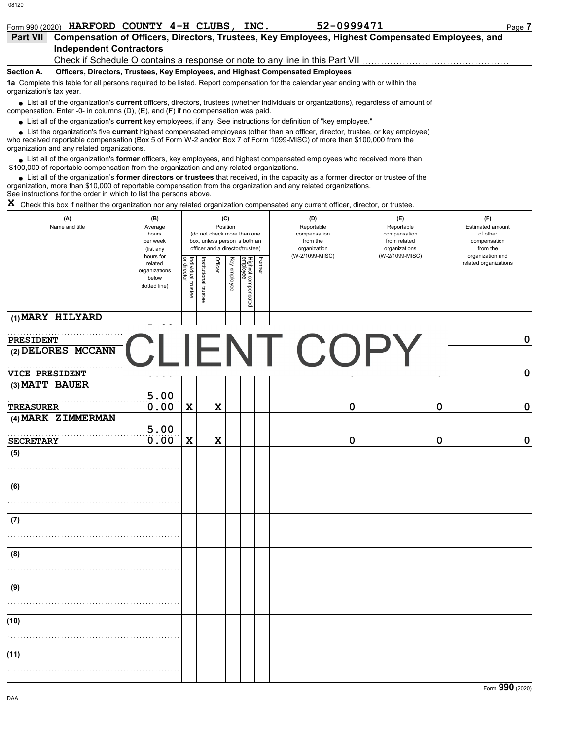Form 990 (2020) **HARFORD COUNTY 4-H CLUBS, INC.** **52-0999471**

## Part VII Compensation of Officers, Directors, Trustees, Key Employees, Highest Compensated Employees, and Independent Contractors

Check if Schedule O contains a response or note to any line in this Part VII ☐

**Section A. Officers, Directors, Trustees, Key Employees, and Highest Compensated Employees**

**1a** Complete this table for all persons required to be listed. Report compensation for the calendar year ending with or within the organization's tax year.

- List all of the organization's **current** officers, directors, trustees (whether individuals or organizations), regardless of amount of compensation. Enter -0- in columns (D), (E), and (F) if no compensation was paid.
- List all of the organization's **current** key employees, if any. See instructions for definition of "key employee."
- List the organization's five **current** highest compensated employees (other than an officer, director, trustee, or key employee) who received reportable compensation (Box 5 of Form W-2 and/or Box 7 of Form 1099-MISC) of more than $100,000 from the organization and any related organizations.
- List all of the organization's **former** officers, key employees, and highest compensated employees who received more than $100,000 of reportable compensation from the organization and any related organizations.
- List all of the organization's **former directors or trustees** that received, in the capacity as a former director or trustee of the organization, more than $10,000 of reportable compensation from the organization and any related organizations.

See instructions for the order in which to list the persons above.

**X** Check this box if neither the organization nor any related organization compensated any current officer, director, or trustee.

| (A) Name and title | (B) Average hours per week (list any hours for related organizations below dotted line) | (C) Position: Individual trustee or director | Institutional trustee | Officer | Key employee | Highest compensated employee | Former | (D) Reportable compensation from the organization (W-2/1099-MISC) | (E) Reportable compensation from related organizations (W-2/1099-MISC) | (F) Estimated amount of other compensation from the organization and related organizations |
|---|---|---|---|---|---|---|---|---|---|---|
| (1) MARY HILYARD<br>PRESIDENT | | | | | | | | | | 0 |
| (2) DELORES MCCANN<br>VICE PRESIDENT | | | | | | | | | | 0 |
| (3) MATT BAUER<br>TREASURER | 5.00<br>0.00 | X | | X | | | | 0 | 0 | 0 |
| (4) MARK ZIMMERMAN<br>SECRETARY | 5.00<br>0.00 | X | | X | | | | 0 | 0 | 0 |
| (5) | | | | | | | | | | |
| (6) | | | | | | | | | | |
| (7) | | | | | | | | | | |
| (8) | | | | | | | | | | |
| (9) | | | | | | | | | | |
| (10) | | | | | | | | | | |
| (11) | | | | | | | | | | |

CLIENT COPY

Form **990** (2020)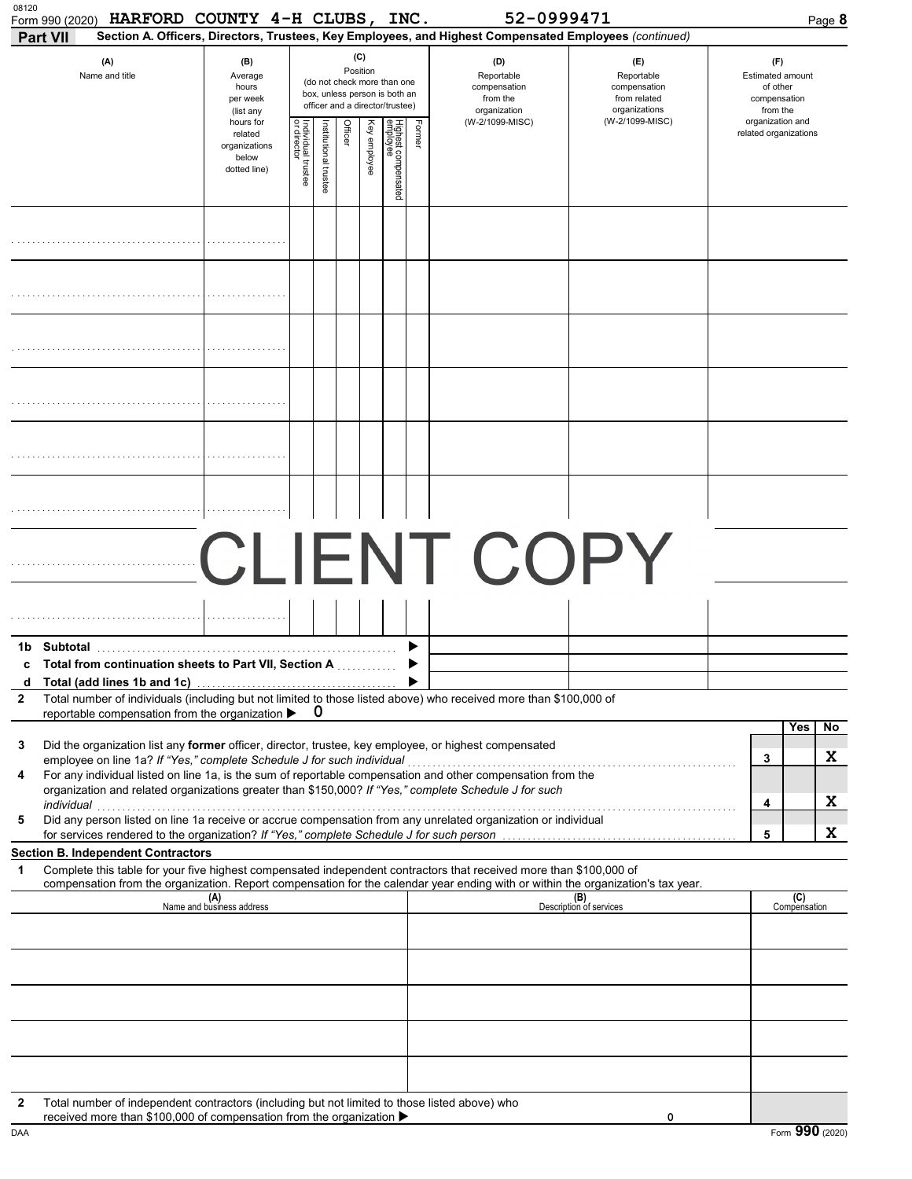Form 990 (2020) **HARFORD COUNTY 4-H CLUBS, INC.** 52-0999471

**Part VII** **Section A. Officers, Directors, Trustees, Key Employees, and Highest Compensated Employees** *(continued)*

| (A) Name and title | (B) Average hours per week (list any hours for related organizations below dotted line) | (C) Position (do not check more than one box, unless person is both an officer and a director/trustee): Individual trustee or director | Institutional trustee | Officer | Key employee | Highest compensated employee | Former | (D) Reportable compensation from the organization (W-2/1099-MISC) | (E) Reportable compensation from related organizations (W-2/1099-MISC) | (F) Estimated amount of other compensation from the organization and related organizations |
|---|---|---|---|---|---|---|---|---|---|---|
| | | | | | | | | | | |
| | | | | | | | | | | |
| | | | | | | | | | | |
| | | | | | | | | | | |
| | | | | | | | | | | |
| | | | | | | | | | | |
| | | | | | | | | | | |
| | | | | | | | | | | |
| **1b Subtotal** | | | | | | | | | | |
| **c Total from continuation sheets to Part VII, Section A** | | | | | | | | | | |
| **d Total (add lines 1b and 1c)** | | | | | | | | | | |

CLIENT COPY

**2** Total number of individuals (including but not limited to those listed above) who received more than $100,000 of reportable compensation from the organization ▶ 0

| | | | Yes | No |
|---|---|---|---|---|
| **3** | Did the organization list any **former** officer, director, trustee, key employee, or highest compensated employee on line 1a? *If "Yes," complete Schedule J for such individual* | 3 | | X |
| **4** | For any individual listed on line 1a, is the sum of reportable compensation and other compensation from the organization and related organizations greater than $150,000? *If "Yes," complete Schedule J for such individual* | 4 | | X |
| **5** | Did any person listed on line 1a receive or accrue compensation from any unrelated organization or individual for services rendered to the organization? *If "Yes," complete Schedule J for such person* | 5 | | X |

**Section B. Independent Contractors**

**1** Complete this table for your five highest compensated independent contractors that received more than $100,000 of compensation from the organization. Report compensation for the calendar year ending with or within the organization's tax year.

| (A) Name and business address | (B) Description of services | (C) Compensation |
|---|---|---|
| | | |
| | | |
| | | |
| | | |
| | | |

**2** Total number of independent contractors (including but not limited to those listed above) who received more than $100,000 of compensation from the organization ▶ 0

Form **990** (2020)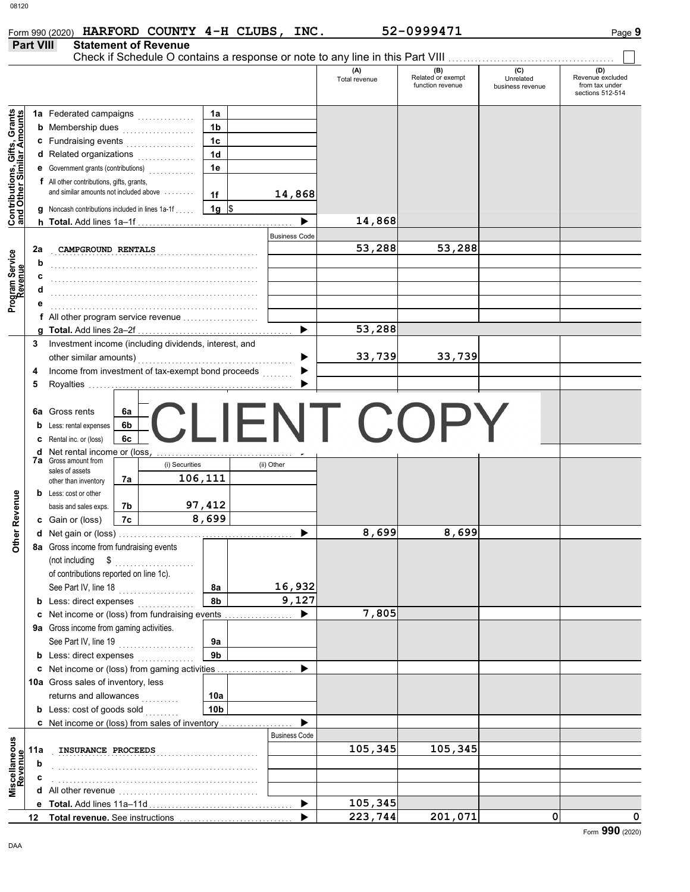Form 990 (2020) **HARFORD COUNTY 4-H CLUBS, INC.** **52-0999471**

## Part VIII Statement of Revenue

Check if Schedule O contains a response or note to any line in this Part VIII . . . . . . ☐

| | | | | (A) Total revenue | (B) Related or exempt function revenue | (C) Unrelated business revenue | (D) Revenue excluded from tax under sections 512-514 |
|---|---|---|---|---|---|---|---|
| **Contributions, Gifts, Grants and Other Similar Amounts** | 1a Federated campaigns | 1a | | | | | |
| | b Membership dues | 1b | | | | | |
| | c Fundraising events | 1c | | | | | |
| | d Related organizations | 1d | | | | | |
| | e Government grants (contributions) | 1e | | | | | |
| | f All other contributions, gifts, grants, and similar amounts not included above | 1f | 14,868 | | | | |
| | g Noncash contributions included in lines 1a-1f | 1g | $ | | | | |
| | h **Total.** Add lines 1a–1f | | ▶ | 14,868 | | | |
| **Program Service Revenue** | | | Business Code | | | | |
| | 2a CAMPGROUND RENTALS | | | 53,288 | 53,288 | | |
| | b | | | | | | |
| | c | | | | | | |
| | d | | | | | | |
| | e | | | | | | |
| | f All other program service revenue | | | | | | |
| | g **Total.** Add lines 2a–2f | | ▶ | 53,288 | | | |
| **Other Revenue** | 3 Investment income (including dividends, interest, and other similar amounts) | | ▶ | 33,739 | 33,739 | | |
| | 4 Income from investment of tax-exempt bond proceeds | | ▶ | | | | |
| | 5 Royalties | | ▶ | | | | |
| | 6a Gross rents | 6a | | | | | |
| | b Less: rental expenses | 6b | | | | | |
| | c Rental inc. or (loss) | 6c | | | | | |
| | d Net rental income or (loss) | | ▶ | | | | |
| | 7a Gross amount from sales of assets other than inventory | 7a | (i) Securities: 106,111 | (ii) Other: | | | |
| | b Less: cost or other basis and sales exps. | 7b | 97,412 | | | | |
| | c Gain or (loss) | 7c | 8,699 | | | | |
| | d Net gain or (loss) | | ▶ | 8,699 | 8,699 | | |
| | 8a Gross income from fundraising events (not including $ of contributions reported on line 1c). See Part IV, line 18 | 8a | 16,932 | | | | |
| | b Less: direct expenses | 8b | 9,127 | | | | |
| | c Net income or (loss) from fundraising events | | ▶ | 7,805 | | | |
| | 9a Gross income from gaming activities. See Part IV, line 19 | 9a | | | | | |
| | b Less: direct expenses | 9b | | | | | |
| | c Net income or (loss) from gaming activities | | ▶ | | | | |
| | 10a Gross sales of inventory, less returns and allowances | 10a | | | | | |
| | b Less: cost of goods sold | 10b | | | | | |
| | c Net income or (loss) from sales of inventory | | ▶ | | | | |
| **Miscellaneous Revenue** | | | Business Code | | | | |
| | 11a INSURANCE PROCEEDS | | | 105,345 | 105,345 | | |
| | b | | | | | | |
| | c | | | | | | |
| | d All other revenue | | | | | | |
| | e **Total.** Add lines 11a–11d | | ▶ | 105,345 | | | |
| | 12 **Total revenue.** See instructions | | ▶ | 223,744 | 201,071 | 0 | 0 |

CLIENT COPY

Form **990** (2020)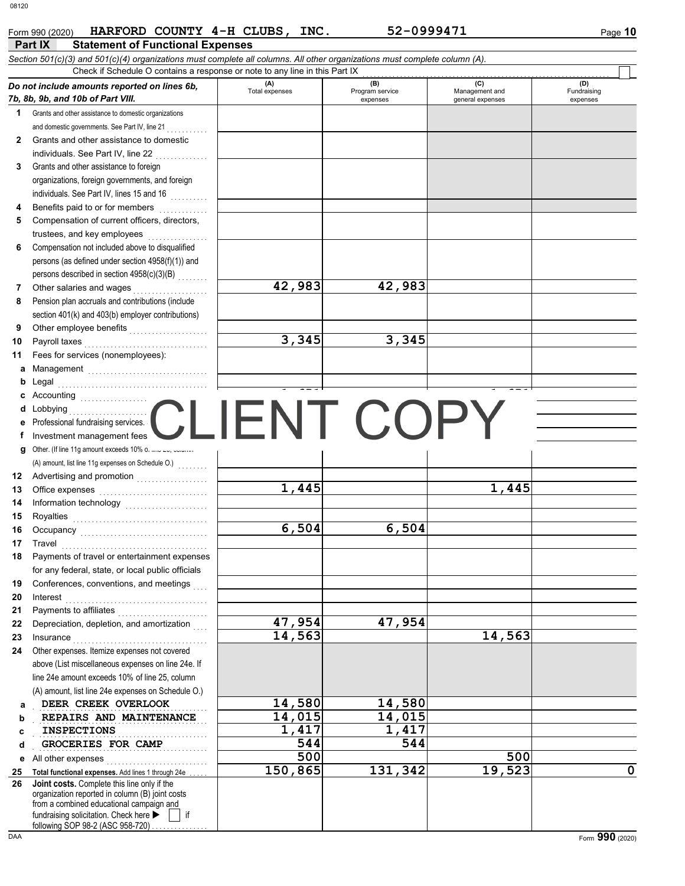Form 990 (2020) HARFORD COUNTY 4-H CLUBS, INC. 52-0999471

## Part IX Statement of Functional Expenses

*Section 501(c)(3) and 501(c)(4) organizations must complete all columns. All other organizations must complete column (A).*

Check if Schedule O contains a response or note to any line in this Part IX ☐

| *Do not include amounts reported on lines 6b, 7b, 8b, 9b, and 10b of Part VIII.* | (A) Total expenses | (B) Program service expenses | (C) Management and general expenses | (D) Fundraising expenses |
|---|---|---|---|---|
| 1 Grants and other assistance to domestic organizations and domestic governments. See Part IV, line 21 | | | | |
| 2 Grants and other assistance to domestic individuals. See Part IV, line 22 | | | | |
| 3 Grants and other assistance to foreign organizations, foreign governments, and foreign individuals. See Part IV, lines 15 and 16 | | | | |
| 4 Benefits paid to or for members | | | | |
| 5 Compensation of current officers, directors, trustees, and key employees | | | | |
| 6 Compensation not included above to disqualified persons (as defined under section 4958(f)(1)) and persons described in section 4958(c)(3)(B) | | | | |
| 7 Other salaries and wages | 42,983 | 42,983 | | |
| 8 Pension plan accruals and contributions (include section 401(k) and 403(b) employer contributions) | | | | |
| 9 Other employee benefits | | | | |
| 10 Payroll taxes | 3,345 | 3,345 | | |
| 11 Fees for services (nonemployees): | | | | |
| a Management | | | | |
| b Legal | | | | |
| c Accounting | CLIENT COPY | | | |
| d Lobbying | | | | |
| e Professional fundraising services. | | | | |
| f Investment management fees | | | | |
| g Other. (If line 11g amount exceeds 10% of line 25, column (A) amount, list line 11g expenses on Schedule O.) | | | | |
| 12 Advertising and promotion | | | | |
| 13 Office expenses | 1,445 | | 1,445 | |
| 14 Information technology | | | | |
| 15 Royalties | | | | |
| 16 Occupancy | 6,504 | 6,504 | | |
| 17 Travel | | | | |
| 18 Payments of travel or entertainment expenses for any federal, state, or local public officials | | | | |
| 19 Conferences, conventions, and meetings | | | | |
| 20 Interest | | | | |
| 21 Payments to affiliates | | | | |
| 22 Depreciation, depletion, and amortization | 47,954 | 47,954 | | |
| 23 Insurance | 14,563 | | 14,563 | |
| 24 Other expenses. Itemize expenses not covered above (List miscellaneous expenses on line 24e. If line 24e amount exceeds 10% of line 25, column (A) amount, list line 24e expenses on Schedule O.) | | | | |
| a DEER CREEK OVERLOOK | 14,580 | 14,580 | | |
| b REPAIRS AND MAINTENANCE | 14,015 | 14,015 | | |
| c INSPECTIONS | 1,417 | 1,417 | | |
| d GROCERIES FOR CAMP | 544 | 544 | | |
| e All other expenses | 500 | | 500 | |
| 25 Total functional expenses. Add lines 1 through 24e | 150,865 | 131,342 | 19,523 | 0 |
| 26 Joint costs. Complete this line only if the organization reported in column (B) joint costs from a combined educational campaign and fundraising solicitation. Check here ▶ ☐ if following SOP 98-2 (ASC 958-720) | | | | |

Form 990 (2020)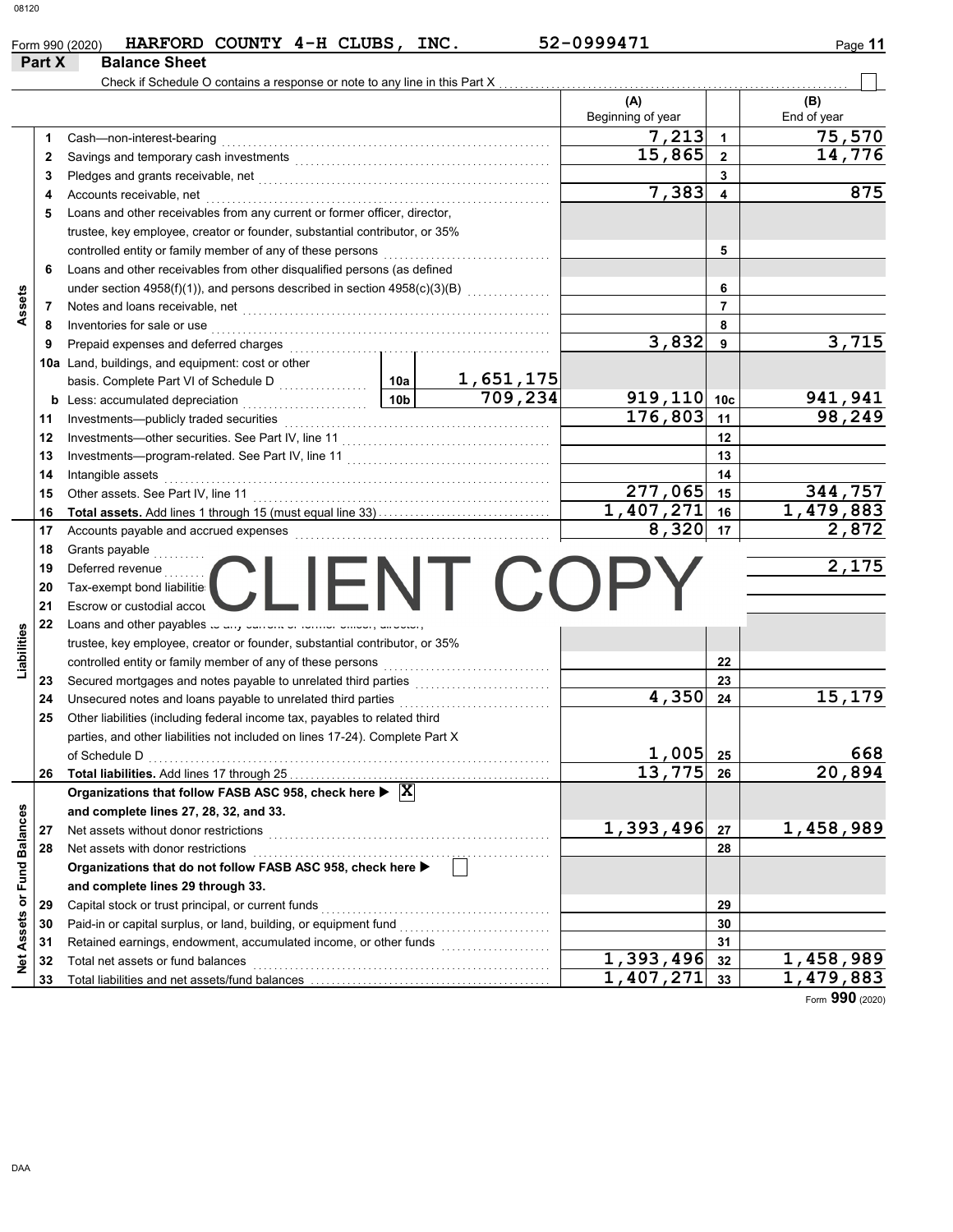Form 990 (2020) HARFORD COUNTY 4-H CLUBS, INC. 52-0999471 Page 11

## Part X Balance Sheet

Check if Schedule O contains a response or note to any line in this Part X ☐

| Section | Line | Description | | | (A) Beginning of year | | (B) End of year |
|---|---|---|---|---|---|---|---|
| Assets | 1 | Cash—non-interest-bearing | | | 7,213 | 1 | 75,570 |
| | 2 | Savings and temporary cash investments | | | 15,865 | 2 | 14,776 |
| | 3 | Pledges and grants receivable, net | | | | 3 | |
| | 4 | Accounts receivable, net | | | 7,383 | 4 | 875 |
| | 5 | Loans and other receivables from any current or former officer, director, trustee, key employee, creator or founder, substantial contributor, or 35% controlled entity or family member of any of these persons | | | | 5 | |
| | 6 | Loans and other receivables from other disqualified persons (as defined under section 4958(f)(1)), and persons described in section 4958(c)(3)(B) | | | | 6 | |
| | 7 | Notes and loans receivable, net | | | | 7 | |
| | 8 | Inventories for sale or use | | | | 8 | |
| | 9 | Prepaid expenses and deferred charges | | | 3,832 | 9 | 3,715 |
| | 10a | Land, buildings, and equipment: cost or other basis. Complete Part VI of Schedule D | 10a | 1,651,175 | | | |
| | b | Less: accumulated depreciation | 10b | 709,234 | 919,110 | 10c | 941,941 |
| | 11 | Investments—publicly traded securities | | | 176,803 | 11 | 98,249 |
| | 12 | Investments—other securities. See Part IV, line 11 | | | | 12 | |
| | 13 | Investments—program-related. See Part IV, line 11 | | | | 13 | |
| | 14 | Intangible assets | | | | 14 | |
| | 15 | Other assets. See Part IV, line 11 | | | 277,065 | 15 | 344,757 |
| | 16 | **Total assets.** Add lines 1 through 15 (must equal line 33) | | | 1,407,271 | 16 | 1,479,883 |
| Liabilities | 17 | Accounts payable and accrued expenses | | | 8,320 | 17 | 2,872 |
| | 18 | Grants payable | | | | 18 | |
| | 19 | Deferred revenue | | | | 19 | 2,175 |
| | 20 | Tax-exempt bond liabilities | | | | 20 | |
| | 21 | Escrow or custodial account liability. Complete Part IV of Schedule D | | | | 21 | |
| | 22 | Loans and other payables to any current or former officer, director, trustee, key employee, creator or founder, substantial contributor, or 35% controlled entity or family member of any of these persons | | | | 22 | |
| | 23 | Secured mortgages and notes payable to unrelated third parties | | | | 23 | |
| | 24 | Unsecured notes and loans payable to unrelated third parties | | | 4,350 | 24 | 15,179 |
| | 25 | Other liabilities (including federal income tax, payables to related third parties, and other liabilities not included on lines 17-24). Complete Part X of Schedule D | | | 1,005 | 25 | 668 |
| | 26 | **Total liabilities.** Add lines 17 through 25 | | | 13,775 | 26 | 20,894 |
| Net Assets or Fund Balances | | **Organizations that follow FASB ASC 958, check here ▶ ☒ and complete lines 27, 28, 32, and 33.** | | | | | |
| | 27 | Net assets without donor restrictions | | | 1,393,496 | 27 | 1,458,989 |
| | 28 | Net assets with donor restrictions | | | | 28 | |
| | | **Organizations that do not follow FASB ASC 958, check here ▶ ☐ and complete lines 29 through 33.** | | | | | |
| | 29 | Capital stock or trust principal, or current funds | | | | 29 | |
| | 30 | Paid-in or capital surplus, or land, building, or equipment fund | | | | 30 | |
| | 31 | Retained earnings, endowment, accumulated income, or other funds | | | | 31 | |
| | 32 | Total net assets or fund balances | | | 1,393,496 | 32 | 1,458,989 |
| | 33 | Total liabilities and net assets/fund balances | | | 1,407,271 | 33 | 1,479,883 |

CLIENT COPY

Form **990** (2020)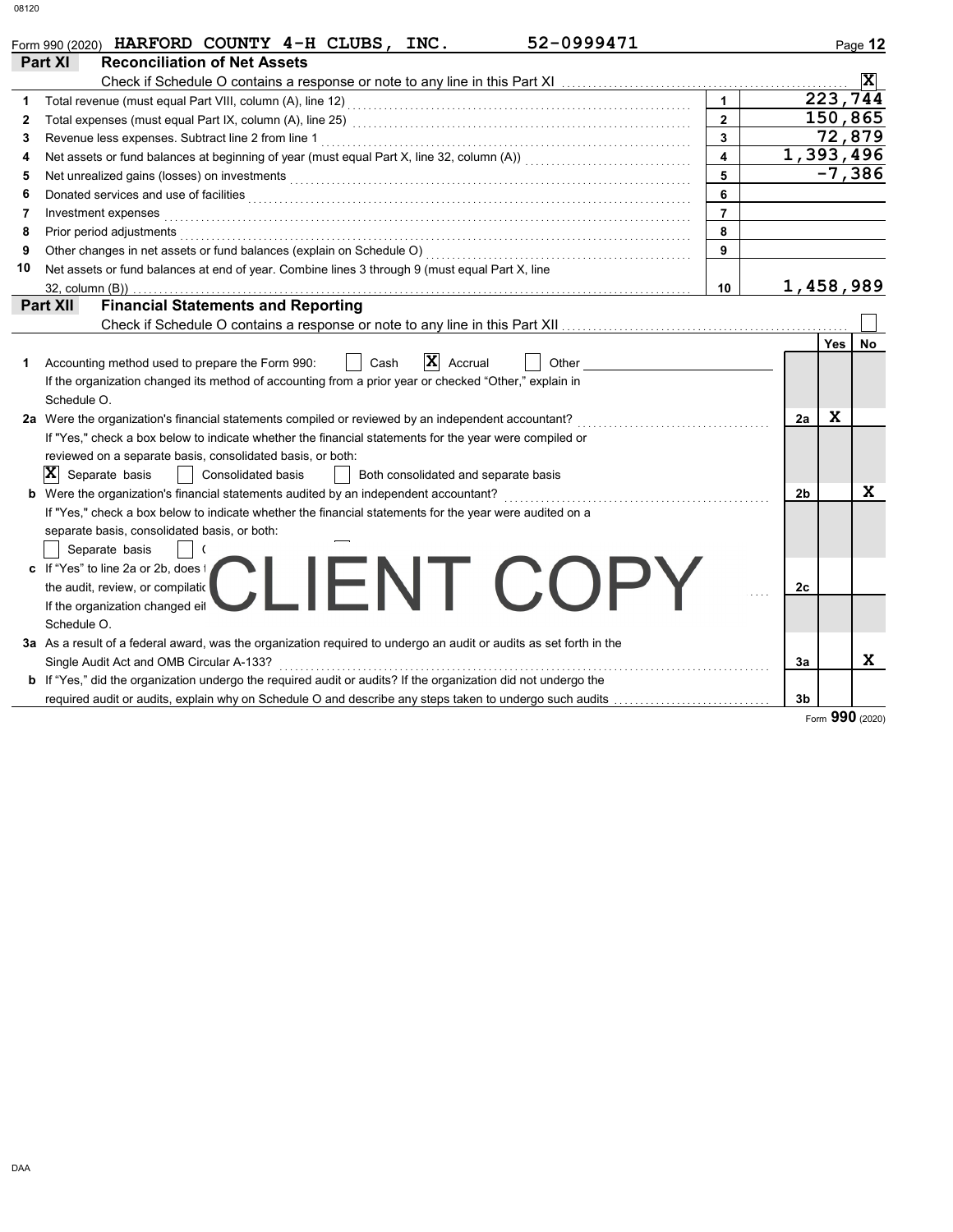Form 990 (2020) **HARFORD COUNTY 4-H CLUBS, INC.** 52-0999471

## Part XI Reconciliation of Net Assets

Check if Schedule O contains a response or note to any line in this Part XI .......... [X]

| | | | |
|---|---|---|---|
| 1 | Total revenue (must equal Part VIII, column (A), line 12) | 1 | 223,744 |
| 2 | Total expenses (must equal Part IX, column (A), line 25) | 2 | 150,865 |
| 3 | Revenue less expenses. Subtract line 2 from line 1 | 3 | 72,879 |
| 4 | Net assets or fund balances at beginning of year (must equal Part X, line 32, column (A)) | 4 | 1,393,496 |
| 5 | Net unrealized gains (losses) on investments | 5 | -7,386 |
| 6 | Donated services and use of facilities | 6 | |
| 7 | Investment expenses | 7 | |
| 8 | Prior period adjustments | 8 | |
| 9 | Other changes in net assets or fund balances (explain on Schedule O) | 9 | |
| 10 | Net assets or fund balances at end of year. Combine lines 3 through 9 (must equal Part X, line 32, column (B)) | 10 | 1,458,989 |

## Part XII Financial Statements and Reporting

Check if Schedule O contains a response or note to any line in this Part XII .......... [ ]

| | | | Yes | No |
|---|---|---|---|---|
| 1 | Accounting method used to prepare the Form 990: [ ] Cash [X] Accrual [ ] Other<br>If the organization changed its method of accounting from a prior year or checked "Other," explain in Schedule O. | | | |
| 2a | Were the organization's financial statements compiled or reviewed by an independent accountant? | 2a | X | |
| | If "Yes," check a box below to indicate whether the financial statements for the year were compiled or reviewed on a separate basis, consolidated basis, or both:<br>[X] Separate basis [ ] Consolidated basis [ ] Both consolidated and separate basis | | | |
| b | Were the organization's financial statements audited by an independent accountant? | 2b | | X |
| | If "Yes," check a box below to indicate whether the financial statements for the year were audited on a separate basis, consolidated basis, or both:<br>[ ] Separate basis [ ] ( | | | |
| c | If "Yes" to line 2a or 2b, does t the audit, review, or compilatic<br>If the organization changed ei Schedule O. | 2c | | |
| 3a | As a result of a federal award, was the organization required to undergo an audit or audits as set forth in the Single Audit Act and OMB Circular A-133? | 3a | | X |
| b | If "Yes," did the organization undergo the required audit or audits? If the organization did not undergo the required audit or audits, explain why on Schedule O and describe any steps taken to undergo such audits | 3b | | |

CLIENT COPY

Form **990** (2020)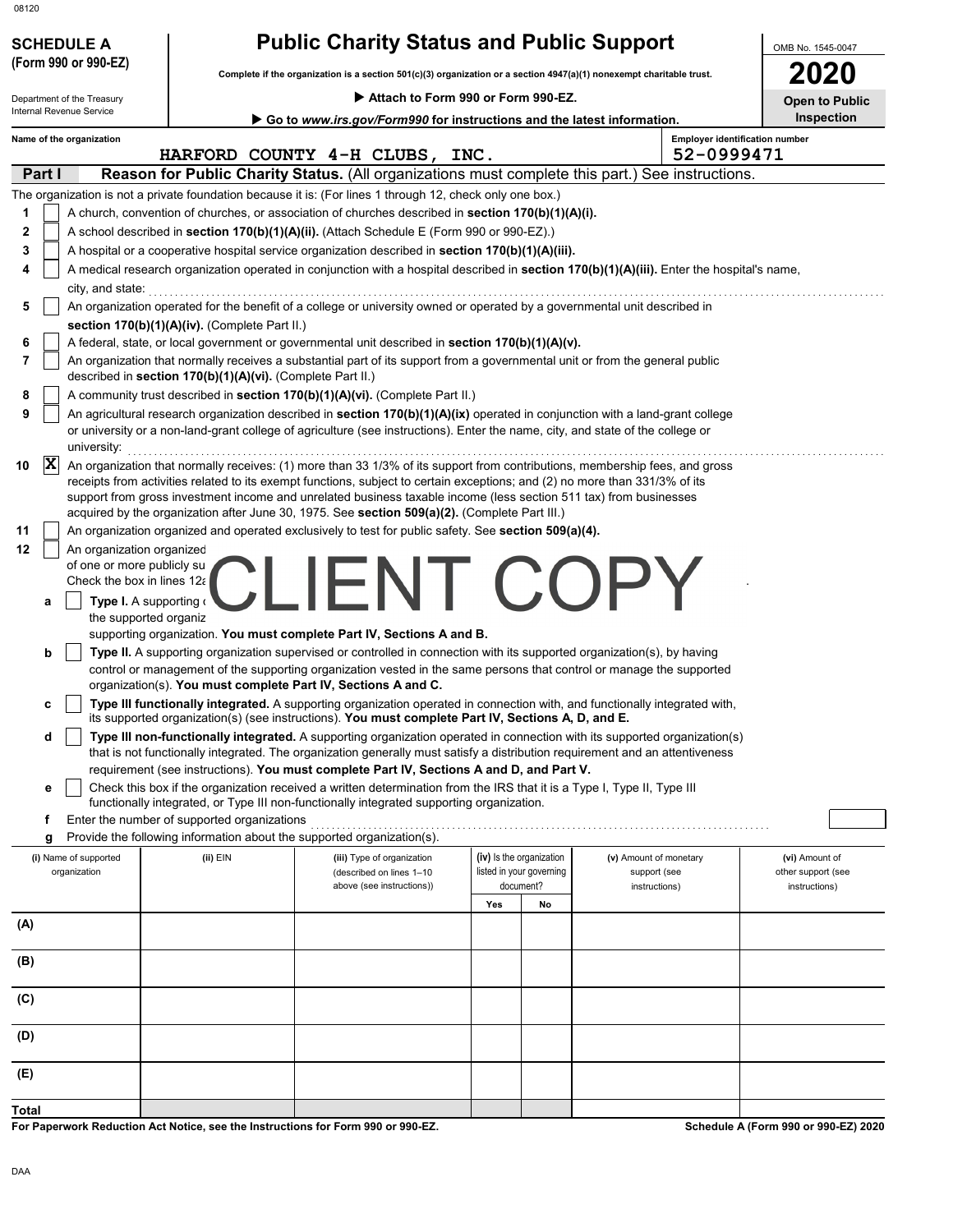08120

**SCHEDULE A**
**(Form 990 or 990-EZ)**

Department of the Treasury
Internal Revenue Service

# Public Charity Status and Public Support

**Complete if the organization is a section 501(c)(3) organization or a section 4947(a)(1) nonexempt charitable trust.**

▶ **Attach to Form 990 or Form 990-EZ.**

▶ **Go to** ***www.irs.gov/Form990*** **for instructions and the latest information.**

OMB No. 1545-0047

**2020**

**Open to Public Inspection**

**Name of the organization:** HARFORD COUNTY 4-H CLUBS, INC.

**Employer identification number:** 52-0999471

## Part I — Reason for Public Charity Status. (All organizations must complete this part.) See instructions.

The organization is not a private foundation because it is: (For lines 1 through 12, check only one box.)

1. [ ] A church, convention of churches, or association of churches described in **section 170(b)(1)(A)(i).**
2. [ ] A school described in **section 170(b)(1)(A)(ii).** (Attach Schedule E (Form 990 or 990-EZ).)
3. [ ] A hospital or a cooperative hospital service organization described in **section 170(b)(1)(A)(iii).**
4. [ ] A medical research organization operated in conjunction with a hospital described in **section 170(b)(1)(A)(iii).** Enter the hospital's name, city, and state:
5. [ ] An organization operated for the benefit of a college or university owned or operated by a governmental unit described in **section 170(b)(1)(A)(iv).** (Complete Part II.)
6. [ ] A federal, state, or local government or governmental unit described in **section 170(b)(1)(A)(v).**
7. [ ] An organization that normally receives a substantial part of its support from a governmental unit or from the general public described in **section 170(b)(1)(A)(vi).** (Complete Part II.)
8. [ ] A community trust described in **section 170(b)(1)(A)(vi).** (Complete Part II.)
9. [ ] An agricultural research organization described in **section 170(b)(1)(A)(ix)** operated in conjunction with a land-grant college or university or a non-land-grant college of agriculture (see instructions). Enter the name, city, and state of the college or university:
10. [X] An organization that normally receives: (1) more than 33 1/3% of its support from contributions, membership fees, and gross receipts from activities related to its exempt functions, subject to certain exceptions; and (2) no more than 331/3% of its support from gross investment income and unrelated business taxable income (less section 511 tax) from businesses acquired by the organization after June 30, 1975. See **section 509(a)(2).** (Complete Part III.)
11. [ ] An organization organized and operated exclusively to test for public safety. See **section 509(a)(4).**
12. [ ] An organization organized ... of one or more publicly su... Check the box in lines 12a ...

CLIENT COPY

- **a** [ ] **Type I.** A supporting ... the supported organiz... supporting organization. **You must complete Part IV, Sections A and B.**
- **b** [ ] **Type II.** A supporting organization supervised or controlled in connection with its supported organization(s), by having control or management of the supporting organization vested in the same persons that control or manage the supported organization(s). **You must complete Part IV, Sections A and C.**
- **c** [ ] **Type III functionally integrated.** A supporting organization operated in connection with, and functionally integrated with, its supported organization(s) (see instructions). **You must complete Part IV, Sections A, D, and E.**
- **d** [ ] **Type III non-functionally integrated.** A supporting organization operated in connection with its supported organization(s) that is not functionally integrated. The organization generally must satisfy a distribution requirement and an attentiveness requirement (see instructions). **You must complete Part IV, Sections A and D, and Part V.**
- **e** [ ] Check this box if the organization received a written determination from the IRS that it is a Type I, Type II, Type III functionally integrated, or Type III non-functionally integrated supporting organization.
- **f** Enter the number of supported organizations
- **g** Provide the following information about the supported organization(s).

| (i) Name of supported organization | (ii) EIN | (iii) Type of organization (described on lines 1–10 above (see instructions)) | (iv) Is the organization listed in your governing document? Yes | No | (v) Amount of monetary support (see instructions) | (vi) Amount of other support (see instructions) |
|---|---|---|---|---|---|---|
| (A) | | | | | | |
| (B) | | | | | | |
| (C) | | | | | | |
| (D) | | | | | | |
| (E) | | | | | | |
| **Total** | | | | | | |

**For Paperwork Reduction Act Notice, see the Instructions for Form 990 or 990-EZ.**

**Schedule A (Form 990 or 990-EZ) 2020**

DAA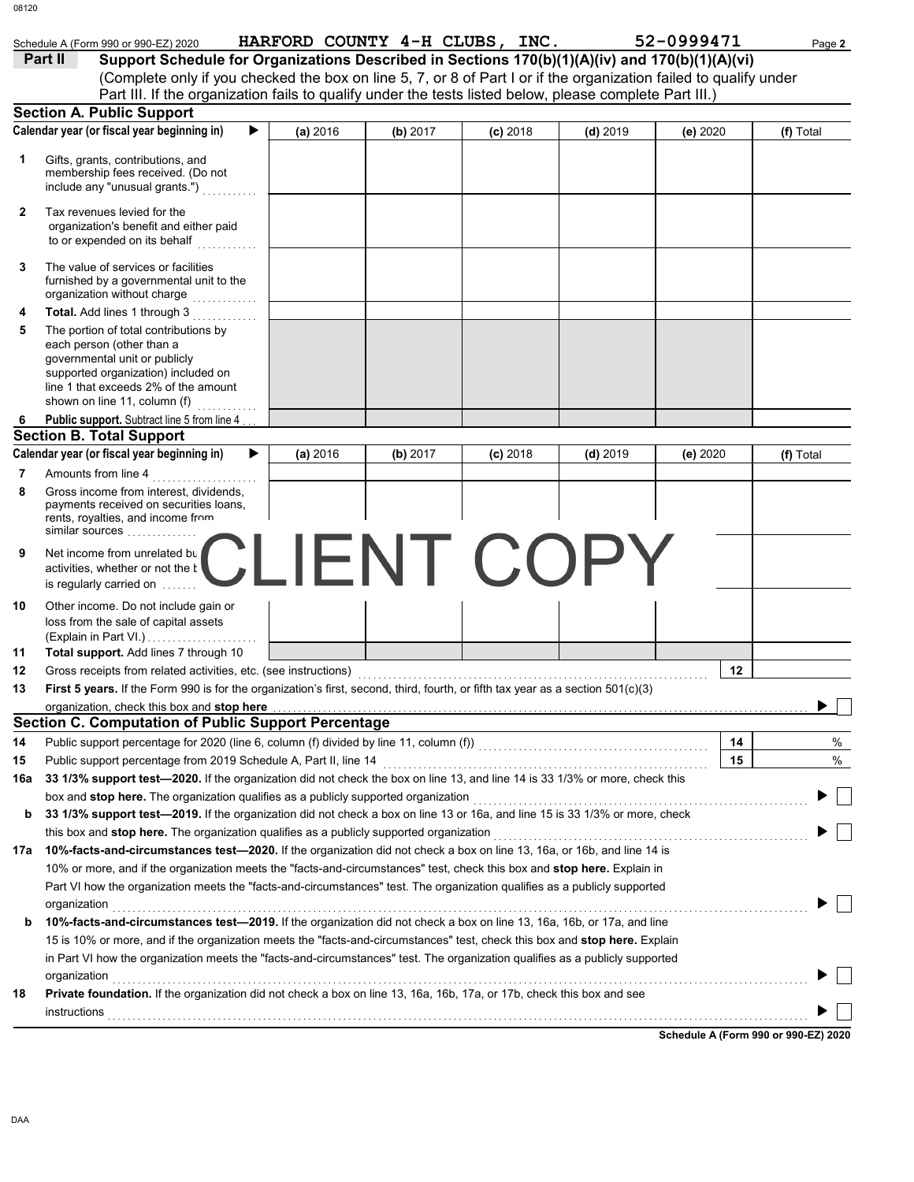Schedule A (Form 990 or 990-EZ) 2020 HARFORD COUNTY 4-H CLUBS, INC. 52-0999471

## Part II Support Schedule for Organizations Described in Sections 170(b)(1)(A)(iv) and 170(b)(1)(A)(vi)

(Complete only if you checked the box on line 5, 7, or 8 of Part I or if the organization failed to qualify under Part III. If the organization fails to qualify under the tests listed below, please complete Part III.)

### Section A. Public Support

| Calendar year (or fiscal year beginning in) | (a) 2016 | (b) 2017 | (c) 2018 | (d) 2019 | (e) 2020 | (f) Total |
|---|---|---|---|---|---|---|
| 1 Gifts, grants, contributions, and membership fees received. (Do not include any "unusual grants.") | | | | | | |
| 2 Tax revenues levied for the organization's benefit and either paid to or expended on its behalf | | | | | | |
| 3 The value of services or facilities furnished by a governmental unit to the organization without charge | | | | | | |
| 4 **Total.** Add lines 1 through 3 | | | | | | |
| 5 The portion of total contributions by each person (other than a governmental unit or publicly supported organization) included on line 1 that exceeds 2% of the amount shown on line 11, column (f) | | | | | | |
| 6 **Public support.** Subtract line 5 from line 4 | | | | | | |

### Section B. Total Support

| Calendar year (or fiscal year beginning in) | (a) 2016 | (b) 2017 | (c) 2018 | (d) 2019 | (e) 2020 | (f) Total |
|---|---|---|---|---|---|---|
| 7 Amounts from line 4 | | | | | | |
| 8 Gross income from interest, dividends, payments received on securities loans, rents, royalties, and income from similar sources | | | | | | |
| 9 Net income from unrelated business activities, whether or not the business is regularly carried on | | | | | | |
| 10 Other income. Do not include gain or loss from the sale of capital assets (Explain in Part VI.) | | | | | | |
| 11 **Total support.** Add lines 7 through 10 | | | | | | |

CLIENT COPY

12 Gross receipts from related activities, etc. (see instructions) | 12 |

13 **First 5 years.** If the Form 990 is for the organization's first, second, third, fourth, or fifth tax year as a section 501(c)(3) organization, check this box and **stop here** ☐

### Section C. Computation of Public Support Percentage

14 Public support percentage for 2020 (line 6, column (f) divided by line 11, column (f)) | 14 | %

15 Public support percentage from 2019 Schedule A, Part II, line 14 | 15 | %

16a **33 1/3% support test—2020.** If the organization did not check the box on line 13, and line 14 is 33 1/3% or more, check this box and **stop here.** The organization qualifies as a publicly supported organization ☐

b **33 1/3% support test—2019.** If the organization did not check a box on line 13 or 16a, and line 15 is 33 1/3% or more, check this box and **stop here.** The organization qualifies as a publicly supported organization ☐

17a **10%-facts-and-circumstances test—2020.** If the organization did not check a box on line 13, 16a, or 16b, and line 14 is 10% or more, and if the organization meets the "facts-and-circumstances" test, check this box and **stop here.** Explain in Part VI how the organization meets the "facts-and-circumstances" test. The organization qualifies as a publicly supported organization ☐

b **10%-facts-and-circumstances test—2019.** If the organization did not check a box on line 13, 16a, 16b, or 17a, and line 15 is 10% or more, and if the organization meets the "facts-and-circumstances" test, check this box and **stop here.** Explain in Part VI how the organization meets the "facts-and-circumstances" test. The organization qualifies as a publicly supported organization ☐

18 **Private foundation.** If the organization did not check a box on line 13, 16a, 16b, 17a, or 17b, check this box and see instructions ☐

**Schedule A (Form 990 or 990-EZ) 2020**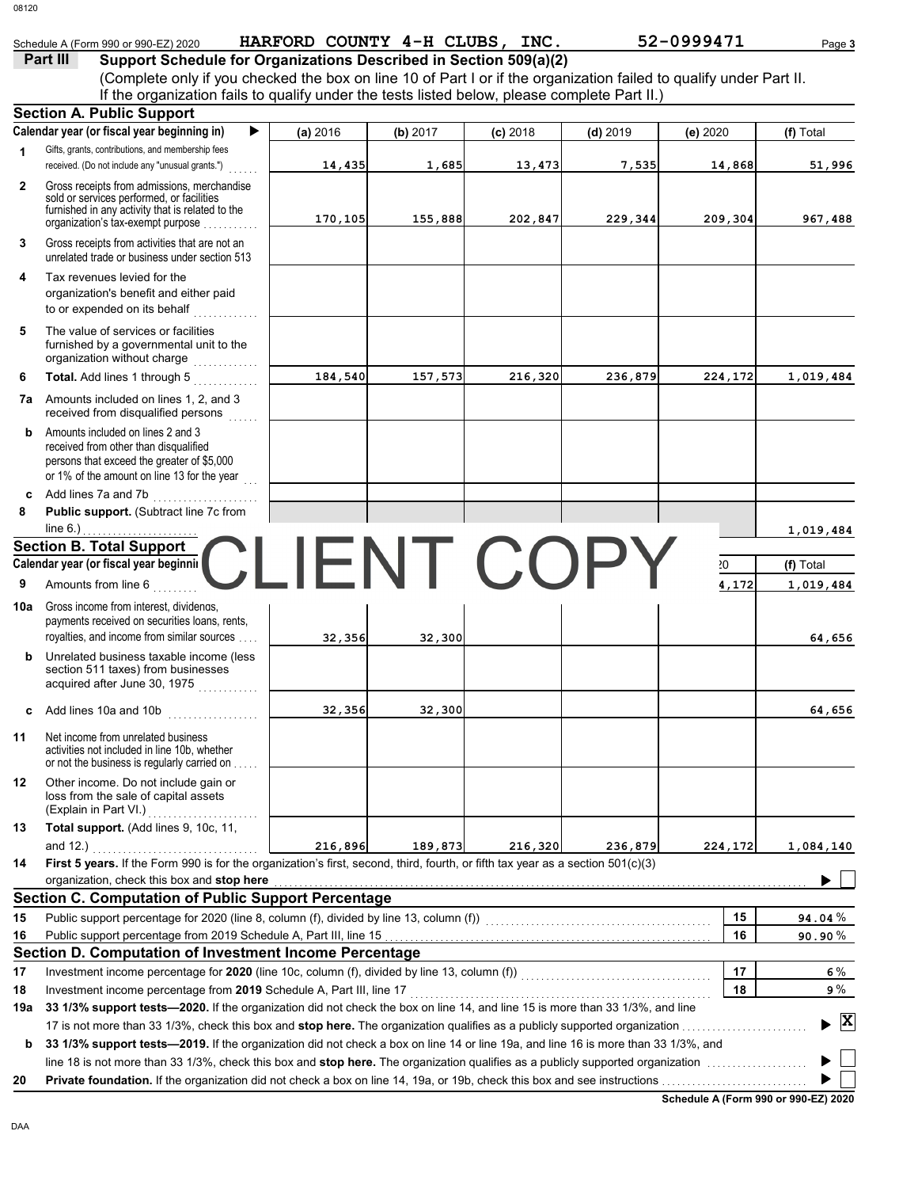Schedule A (Form 990 or 990-EZ) 2020 **HARFORD COUNTY 4-H CLUBS, INC.** **52-0999471**

## Part III Support Schedule for Organizations Described in Section 509(a)(2)

(Complete only if you checked the box on line 10 of Part I or if the organization failed to qualify under Part II. If the organization fails to qualify under the tests listed below, please complete Part II.)

### Section A. Public Support

| Calendar year (or fiscal year beginning in) | (a) 2016 | (b) 2017 | (c) 2018 | (d) 2019 | (e) 2020 | (f) Total |
|---|---|---|---|---|---|---|
| 1 Gifts, grants, contributions, and membership fees received. (Do not include any "unusual grants.") | 14,435 | 1,685 | 13,473 | 7,535 | 14,868 | 51,996 |
| 2 Gross receipts from admissions, merchandise sold or services performed, or facilities furnished in any activity that is related to the organization's tax-exempt purpose | 170,105 | 155,888 | 202,847 | 229,344 | 209,304 | 967,488 |
| 3 Gross receipts from activities that are not an unrelated trade or business under section 513 | | | | | | |
| 4 Tax revenues levied for the organization's benefit and either paid to or expended on its behalf | | | | | | |
| 5 The value of services or facilities furnished by a governmental unit to the organization without charge | | | | | | |
| 6 **Total.** Add lines 1 through 5 | 184,540 | 157,573 | 216,320 | 236,879 | 224,172 | 1,019,484 |
| 7a Amounts included on lines 1, 2, and 3 received from disqualified persons | | | | | | |
| b Amounts included on lines 2 and 3 received from other than disqualified persons that exceed the greater of $5,000 or 1% of the amount on line 13 for the year | | | | | | |
| c Add lines 7a and 7b | | | | | | |
| 8 **Public support.** (Subtract line 7c from line 6.) | | | | | | 1,019,484 |

### Section B. Total Support

| Calendar year (or fiscal year beginning in) | (a) 2016 | (b) 2017 | (c) 2018 | (d) 2019 | (e) 2020 | (f) Total |
|---|---|---|---|---|---|---|
| 9 Amounts from line 6 | | | | | 224,172 | 1,019,484 |
| 10a Gross income from interest, dividends, payments received on securities loans, rents, royalties, and income from similar sources | 32,356 | 32,300 | | | | 64,656 |
| b Unrelated business taxable income (less section 511 taxes) from businesses acquired after June 30, 1975 | | | | | | |
| c Add lines 10a and 10b | 32,356 | 32,300 | | | | 64,656 |
| 11 Net income from unrelated business activities not included in line 10b, whether or not the business is regularly carried on | | | | | | |
| 12 Other income. Do not include gain or loss from the sale of capital assets (Explain in Part VI.) | | | | | | |
| 13 **Total support.** (Add lines 9, 10c, 11, and 12.) | 216,896 | 189,873 | 216,320 | 236,879 | 224,172 | 1,084,140 |

CLIENT COPY

14 **First 5 years.** If the Form 990 is for the organization's first, second, third, fourth, or fifth tax year as a section 501(c)(3) organization, check this box and **stop here** ☐

### Section C. Computation of Public Support Percentage

| | | | |
|---|---|---|---|
| 15 | Public support percentage for 2020 (line 8, column (f), divided by line 13, column (f)) | 15 | 94.04 % |
| 16 | Public support percentage from 2019 Schedule A, Part III, line 15 | 16 | 90.90 % |

### Section D. Computation of Investment Income Percentage

| | | | |
|---|---|---|---|
| 17 | Investment income percentage for **2020** (line 10c, column (f), divided by line 13, column (f)) | 17 | 6 % |
| 18 | Investment income percentage from **2019** Schedule A, Part III, line 17 | 18 | 9 % |

19a **33 1/3% support tests—2020.** If the organization did not check the box on line 14, and line 15 is more than 33 1/3%, and line 17 is not more than 33 1/3%, check this box and **stop here.** The organization qualifies as a publicly supported organization ☒

b **33 1/3% support tests—2019.** If the organization did not check a box on line 14 or line 19a, and line 16 is more than 33 1/3%, and line 18 is not more than 33 1/3%, check this box and **stop here.** The organization qualifies as a publicly supported organization ☐

20 **Private foundation.** If the organization did not check a box on line 14, 19a, or 19b, check this box and see instructions ☐

**Schedule A (Form 990 or 990-EZ) 2020**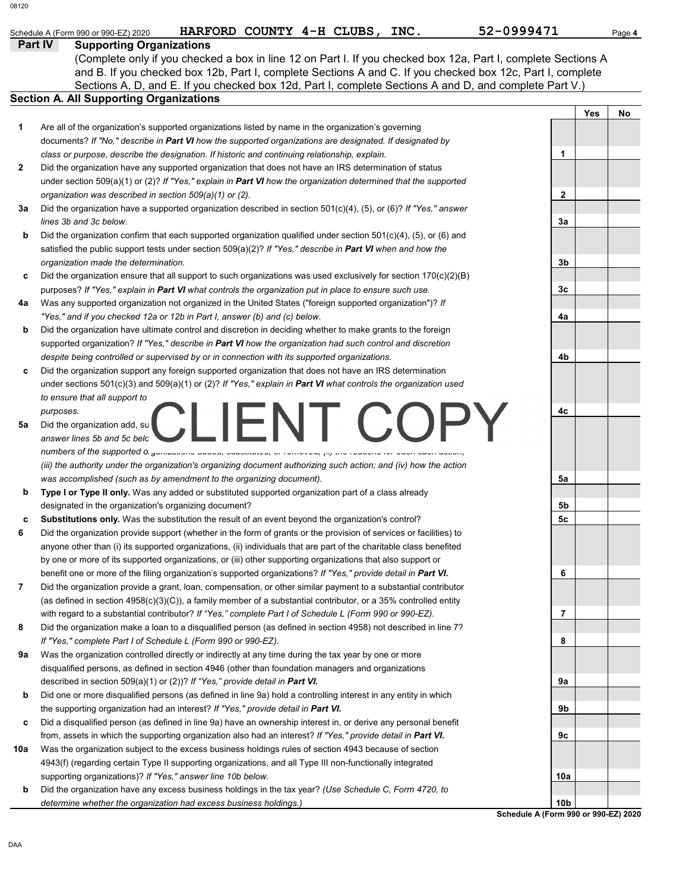Schedule A (Form 990 or 990-EZ) 2020 HARFORD COUNTY 4-H CLUBS, INC. 52-0999471

## Part IV Supporting Organizations

(Complete only if you checked a box in line 12 on Part I. If you checked box 12a, Part I, complete Sections A and B. If you checked box 12b, Part I, complete Sections A and C. If you checked box 12c, Part I, complete Sections A, D, and E. If you checked box 12d, Part I, complete Sections A and D, and complete Part V.)

### Section A. All Supporting Organizations

| | | Line | Yes | No |
|---|---|---|---|---|
| 1 | Are all of the organization's supported organizations listed by name in the organization's governing documents? *If "No," describe in **Part VI** how the supported organizations are designated. If designated by class or purpose, describe the designation. If historic and continuing relationship, explain.* | 1 | | |
| 2 | Did the organization have any supported organization that does not have an IRS determination of status under section 509(a)(1) or (2)? *If "Yes," explain in **Part VI** how the organization determined that the supported organization was described in section 509(a)(1) or (2).* | 2 | | |
| 3a | Did the organization have a supported organization described in section 501(c)(4), (5), or (6)? *If "Yes," answer lines 3b and 3c below.* | 3a | | |
| b | Did the organization confirm that each supported organization qualified under section 501(c)(4), (5), or (6) and satisfied the public support tests under section 509(a)(2)? *If "Yes," describe in **Part VI** when and how the organization made the determination.* | 3b | | |
| c | Did the organization ensure that all support to such organizations was used exclusively for section 170(c)(2)(B) purposes? *If "Yes," explain in **Part VI** what controls the organization put in place to ensure such use.* | 3c | | |
| 4a | Was any supported organization not organized in the United States ("foreign supported organization")? *If "Yes," and if you checked 12a or 12b in Part I, answer (b) and (c) below.* | 4a | | |
| b | Did the organization have ultimate control and discretion in deciding whether to make grants to the foreign supported organization? *If "Yes," describe in **Part VI** how the organization had such control and discretion despite being controlled or supervised by or in connection with its supported organizations.* | 4b | | |
| c | Did the organization support any foreign supported organization that does not have an IRS determination under sections 501(c)(3) and 509(a)(1) or (2)? *If "Yes," explain in **Part VI** what controls the organization used to ensure that all support to ... purposes.* | 4c | | |
| 5a | Did the organization add, su... *answer lines 5b and 5c belo... numbers of the supported o... (iii) the authority under the organization's organizing document authorizing such action; and (iv) how the action was accomplished (such as by amendment to the organizing document).* | 5a | | |
| b | **Type I or Type II only.** Was any added or substituted supported organization part of a class already designated in the organization's organizing document? | 5b | | |
| c | **Substitutions only.** Was the substitution the result of an event beyond the organization's control? | 5c | | |
| 6 | Did the organization provide support (whether in the form of grants or the provision of services or facilities) to anyone other than (i) its supported organizations, (ii) individuals that are part of the charitable class benefited by one or more of its supported organizations, or (iii) other supporting organizations that also support or benefit one or more of the filing organization's supported organizations? *If "Yes," provide detail in **Part VI.*** | 6 | | |
| 7 | Did the organization provide a grant, loan, compensation, or other similar payment to a substantial contributor (as defined in section 4958(c)(3)(C)), a family member of a substantial contributor, or a 35% controlled entity with regard to a substantial contributor? *If "Yes," complete Part I of Schedule L (Form 990 or 990-EZ).* | 7 | | |
| 8 | Did the organization make a loan to a disqualified person (as defined in section 4958) not described in line 7? *If "Yes," complete Part I of Schedule L (Form 990 or 990-EZ).* | 8 | | |
| 9a | Was the organization controlled directly or indirectly at any time during the tax year by one or more disqualified persons, as defined in section 4946 (other than foundation managers and organizations described in section 509(a)(1) or (2))? *If "Yes," provide detail in **Part VI.*** | 9a | | |
| b | Did one or more disqualified persons (as defined in line 9a) hold a controlling interest in any entity in which the supporting organization had an interest? *If "Yes," provide detail in **Part VI.*** | 9b | | |
| c | Did a disqualified person (as defined in line 9a) have an ownership interest in, or derive any personal benefit from, assets in which the supporting organization also had an interest? *If "Yes," provide detail in **Part VI.*** | 9c | | |
| 10a | Was the organization subject to the excess business holdings rules of section 4943 because of section 4943(f) (regarding certain Type II supporting organizations, and all Type III non-functionally integrated supporting organizations)? *If "Yes," answer line 10b below.* | 10a | | |
| b | Did the organization have any excess business holdings in the tax year? *(Use Schedule C, Form 4720, to determine whether the organization had excess business holdings.)* | 10b | | |

CLIENT COPY

**Schedule A (Form 990 or 990-EZ) 2020**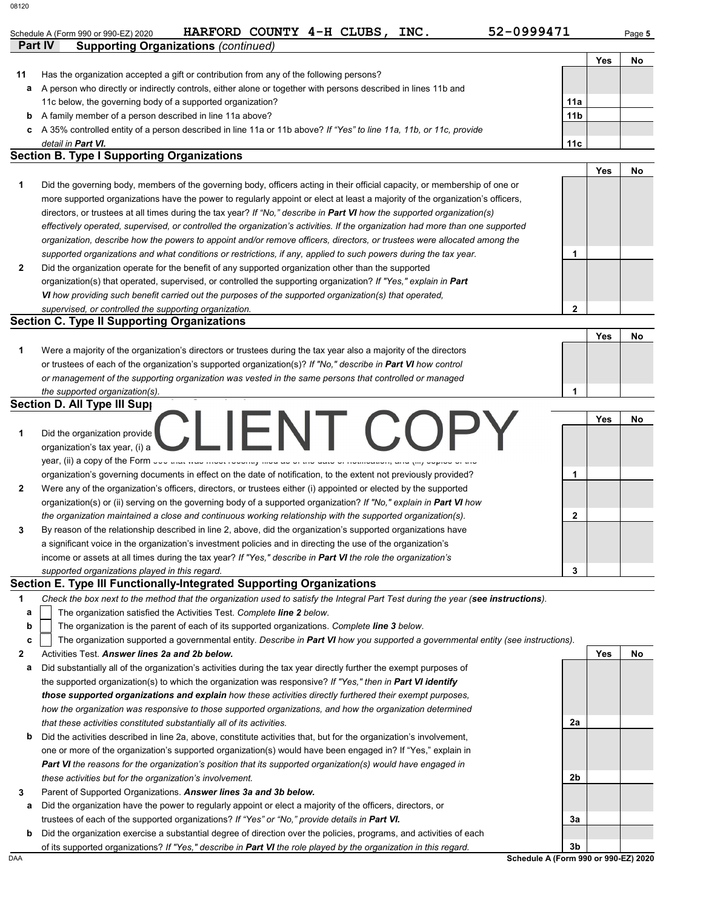Schedule A (Form 990 or 990-EZ) 2020 HARFORD COUNTY 4-H CLUBS, INC. 52-0999471

## Part IV Supporting Organizations *(continued)*

| | | | Yes | No |
|---|---|---|---|---|
| **11** | Has the organization accepted a gift or contribution from any of the following persons? | | | |
| **a** | A person who directly or indirectly controls, either alone or together with persons described in lines 11b and 11c below, the governing body of a supported organization? | 11a | | |
| **b** | A family member of a person described in line 11a above? | 11b | | |
| **c** | A 35% controlled entity of a person described in line 11a or 11b above? *If "Yes" to line 11a, 11b, or 11c, provide detail in **Part VI.*** | 11c | | |

### Section B. Type I Supporting Organizations

| | | | Yes | No |
|---|---|---|---|---|
| **1** | Did the governing body, members of the governing body, officers acting in their official capacity, or membership of one or more supported organizations have the power to regularly appoint or elect at least a majority of the organization's officers, directors, or trustees at all times during the tax year? *If "No," describe in **Part VI** how the supported organization(s) effectively operated, supervised, or controlled the organization's activities. If the organization had more than one supported organization, describe how the powers to appoint and/or remove officers, directors, or trustees were allocated among the supported organizations and what conditions or restrictions, if any, applied to such powers during the tax year.* | 1 | | |
| **2** | Did the organization operate for the benefit of any supported organization other than the supported organization(s) that operated, supervised, or controlled the supporting organization? *If "Yes," explain in **Part VI** how providing such benefit carried out the purposes of the supported organization(s) that operated, supervised, or controlled the supporting organization.* | 2 | | |

### Section C. Type II Supporting Organizations

| | | | Yes | No |
|---|---|---|---|---|
| **1** | Were a majority of the organization's directors or trustees during the tax year also a majority of the directors or trustees of each of the organization's supported organization(s)? *If "No," describe in **Part VI** how control or management of the supporting organization was vested in the same persons that controlled or managed the supported organization(s).* | 1 | | |

### Section D. All Type III Supporting Organizations

CLIENT COPY

| | | | Yes | No |
|---|---|---|---|---|
| **1** | Did the organization provide ... organization's tax year, (i) a ... year, (ii) a copy of the Form 990 that was most recently filed as of the date of notification, and (iii) copies of the organization's governing documents in effect on the date of notification, to the extent not previously provided? | 1 | | |
| **2** | Were any of the organization's officers, directors, or trustees either (i) appointed or elected by the supported organization(s) or (ii) serving on the governing body of a supported organization? *If "No," explain in **Part VI** how the organization maintained a close and continuous working relationship with the supported organization(s).* | 2 | | |
| **3** | By reason of the relationship described in line 2, above, did the organization's supported organizations have a significant voice in the organization's investment policies and in directing the use of the organization's income or assets at all times during the tax year? *If "Yes," describe in **Part VI** the role the organization's supported organizations played in this regard.* | 3 | | |

### Section E. Type III Functionally-Integrated Supporting Organizations

**1** *Check the box next to the method that the organization used to satisfy the Integral Part Test during the year (**see instructions**).*

- **a** ☐ The organization satisfied the Activities Test. *Complete **line 2** below.*
- **b** ☐ The organization is the parent of each of its supported organizations. *Complete **line 3** below.*
- **c** ☐ The organization supported a governmental entity. *Describe in **Part VI** how you supported a governmental entity (see instructions).*

| | | | Yes | No |
|---|---|---|---|---|
| **2** | Activities Test. ***Answer lines 2a and 2b below.*** | | | |
| **a** | Did substantially all of the organization's activities during the tax year directly further the exempt purposes of the supported organization(s) to which the organization was responsive? *If "Yes," then in **Part VI identify those supported organizations and explain** how these activities directly furthered their exempt purposes, how the organization was responsive to those supported organizations, and how the organization determined that these activities constituted substantially all of its activities.* | 2a | | |
| **b** | Did the activities described in line 2a, above, constitute activities that, but for the organization's involvement, one or more of the organization's supported organization(s) would have been engaged in? If "Yes," explain in ***Part VI*** *the reasons for the organization's position that its supported organization(s) would have engaged in these activities but for the organization's involvement.* | 2b | | |
| **3** | Parent of Supported Organizations. ***Answer lines 3a and 3b below.*** | | | |
| **a** | Did the organization have the power to regularly appoint or elect a majority of the officers, directors, or trustees of each of the supported organizations? *If "Yes" or "No," provide details in **Part VI.*** | 3a | | |
| **b** | Did the organization exercise a substantial degree of direction over the policies, programs, and activities of each of its supported organizations? *If "Yes," describe in **Part VI** the role played by the organization in this regard.* | 3b | | |

Schedule A (Form 990 or 990-EZ) 2020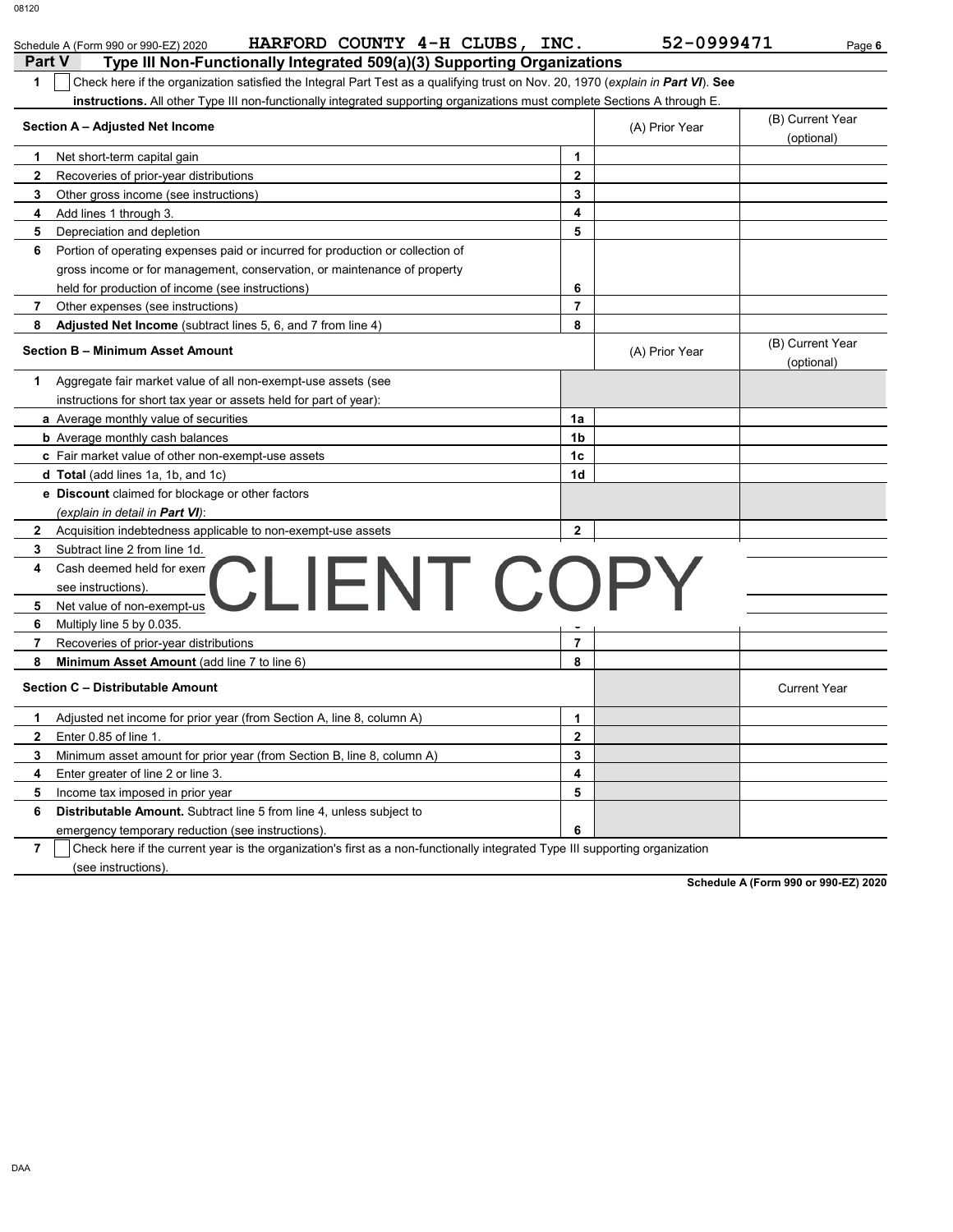Schedule A (Form 990 or 990-EZ) 2020 HARFORD COUNTY 4-H CLUBS, INC. 52-0999471

## Part V Type III Non-Functionally Integrated 509(a)(3) Supporting Organizations

**1** ☐ Check here if the organization satisfied the Integral Part Test as a qualifying trust on Nov. 20, 1970 (*explain in **Part VI***). **See instructions.** All other Type III non-functionally integrated supporting organizations must complete Sections A through E.

| Section A – Adjusted Net Income | | (A) Prior Year | (B) Current Year (optional) |
|---|---|---|---|
| **1** Net short-term capital gain | 1 | | |
| **2** Recoveries of prior-year distributions | 2 | | |
| **3** Other gross income (see instructions) | 3 | | |
| **4** Add lines 1 through 3. | 4 | | |
| **5** Depreciation and depletion | 5 | | |
| **6** Portion of operating expenses paid or incurred for production or collection of gross income or for management, conservation, or maintenance of property held for production of income (see instructions) | 6 | | |
| **7** Other expenses (see instructions) | 7 | | |
| **8** **Adjusted Net Income** (subtract lines 5, 6, and 7 from line 4) | 8 | | |

| Section B – Minimum Asset Amount | | (A) Prior Year | (B) Current Year (optional) |
|---|---|---|---|
| **1** Aggregate fair market value of all non-exempt-use assets (see instructions for short tax year or assets held for part of year): | | | |
| **a** Average monthly value of securities | 1a | | |
| **b** Average monthly cash balances | 1b | | |
| **c** Fair market value of other non-exempt-use assets | 1c | | |
| **d** **Total** (add lines 1a, 1b, and 1c) | 1d | | |
| **e** **Discount** claimed for blockage or other factors (*explain in detail in **Part VI***): | | | |
| **2** Acquisition indebtedness applicable to non-exempt-use assets | 2 | | |
| **3** Subtract line 2 from line 1d. | 3 | | |
| **4** Cash deemed held for exempt use. Enter 0.015 of line 3 (for greater amount, see instructions). | 4 | | |
| **5** Net value of non-exempt-use assets (subtract line 4 from line 3) | 5 | | |
| **6** Multiply line 5 by 0.035. | 6 | | |
| **7** Recoveries of prior-year distributions | 7 | | |
| **8** **Minimum Asset Amount** (add line 7 to line 6) | 8 | | |

CLIENT COPY

| Section C – Distributable Amount | | | Current Year |
|---|---|---|---|
| **1** Adjusted net income for prior year (from Section A, line 8, column A) | 1 | | |
| **2** Enter 0.85 of line 1. | 2 | | |
| **3** Minimum asset amount for prior year (from Section B, line 8, column A) | 3 | | |
| **4** Enter greater of line 2 or line 3. | 4 | | |
| **5** Income tax imposed in prior year | 5 | | |
| **6** **Distributable Amount.** Subtract line 5 from line 4, unless subject to emergency temporary reduction (see instructions). | 6 | | |

**7** ☐ Check here if the current year is the organization's first as a non-functionally integrated Type III supporting organization (see instructions).

**Schedule A (Form 990 or 990-EZ) 2020**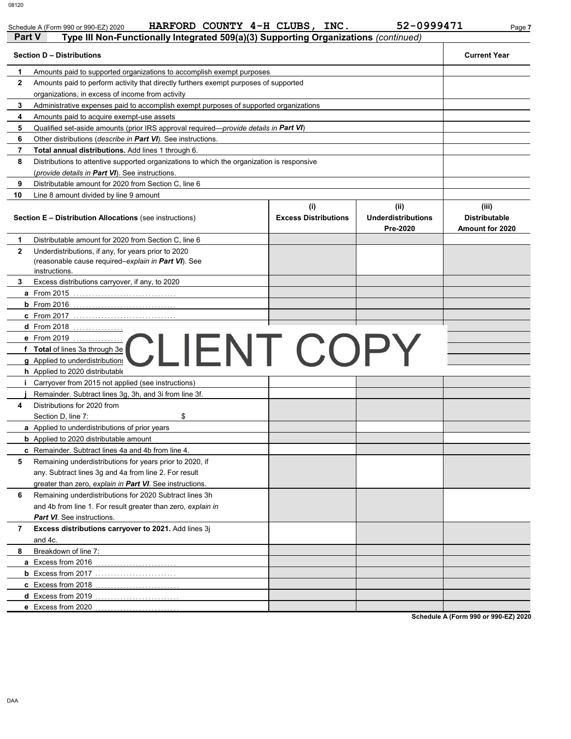Schedule A (Form 990 or 990-EZ) 2020 HARFORD COUNTY 4-H CLUBS, INC. 52-0999471

## Part V Type III Non-Functionally Integrated 509(a)(3) Supporting Organizations *(continued)*

| Section D – Distributions | | Current Year |
|---|---|---|
| 1 | Amounts paid to supported organizations to accomplish exempt purposes | |
| 2 | Amounts paid to perform activity that directly furthers exempt purposes of supported organizations, in excess of income from activity | |
| 3 | Administrative expenses paid to accomplish exempt purposes of supported organizations | |
| 4 | Amounts paid to acquire exempt-use assets | |
| 5 | Qualified set-aside amounts (prior IRS approval required—*provide details in* ***Part VI***) | |
| 6 | Other distributions (*describe in* ***Part VI***). See instructions. | |
| 7 | **Total annual distributions.** Add lines 1 through 6. | |
| 8 | Distributions to attentive supported organizations to which the organization is responsive (*provide details in* ***Part VI***). See instructions. | |
| 9 | Distributable amount for 2020 from Section C, line 6 | |
| 10 | Line 8 amount divided by line 9 amount | |

| Section E – Distribution Allocations (see instructions) | (i) Excess Distributions | (ii) Underdistributions Pre-2020 | (iii) Distributable Amount for 2020 |
|---|---|---|---|
| 1 Distributable amount for 2020 from Section C, line 6 | | | |
| 2 Underdistributions, if any, for years prior to 2020 (reasonable cause required–*explain in* ***Part VI***). See instructions. | | | |
| 3 Excess distributions carryover, if any, to 2020 | | | |
| a From 2015 | | | |
| b From 2016 | | | |
| c From 2017 | | | |
| d From 2018 | | | |
| e From 2019 | | | |
| f **Total** of lines 3a through 3e | | | |
| g Applied to underdistributions | | | |
| h Applied to 2020 distributable | | | |
| i Carryover from 2015 not applied (see instructions) | | | |
| j Remainder. Subtract lines 3g, 3h, and 3i from line 3f. | | | |
| 4 Distributions for 2020 from Section D, line 7: $ | | | |
| a Applied to underdistributions of prior years | | | |
| b Applied to 2020 distributable amount | | | |
| c Remainder. Subtract lines 4a and 4b from line 4. | | | |
| 5 Remaining underdistributions for years prior to 2020, if any. Subtract lines 3g and 4a from line 2. For result greater than zero, *explain in* ***Part VI***. See instructions. | | | |
| 6 Remaining underdistributions for 2020 Subtract lines 3h and 4b from line 1. For result greater than zero, *explain in* ***Part VI***. See instructions. | | | |
| 7 **Excess distributions carryover to 2021.** Add lines 3j and 4c. | | | |
| 8 Breakdown of line 7: | | | |
| a Excess from 2016 | | | |
| b Excess from 2017 | | | |
| c Excess from 2018 | | | |
| d Excess from 2019 | | | |
| e Excess from 2020 | | | |

CLIENT COPY

Schedule A (Form 990 or 990-EZ) 2020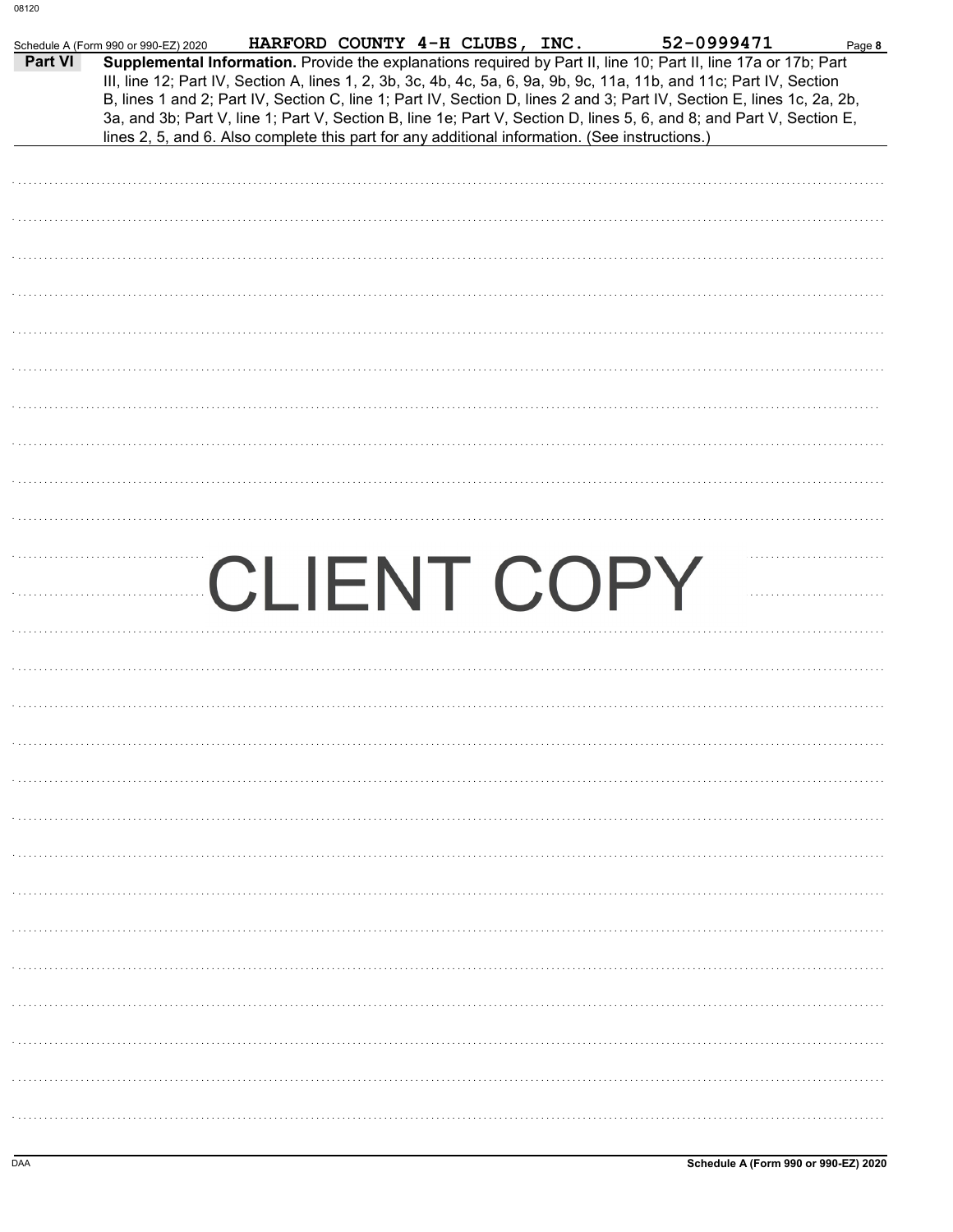Schedule A (Form 990 or 990-EZ) 2020 HARFORD COUNTY 4-H CLUBS, INC. 52-0999471

**Part VI** **Supplemental Information.** Provide the explanations required by Part II, line 10; Part II, line 17a or 17b; Part III, line 12; Part IV, Section A, lines 1, 2, 3b, 3c, 4b, 4c, 5a, 6, 9a, 9b, 9c, 11a, 11b, and 11c; Part IV, Section B, lines 1 and 2; Part IV, Section C, line 1; Part IV, Section D, lines 2 and 3; Part IV, Section E, lines 1c, 2a, 2b, 3a, and 3b; Part V, line 1; Part V, Section B, line 1e; Part V, Section D, lines 5, 6, and 8; and Part V, Section E, lines 2, 5, and 6. Also complete this part for any additional information. (See instructions.)

CLIENT COPY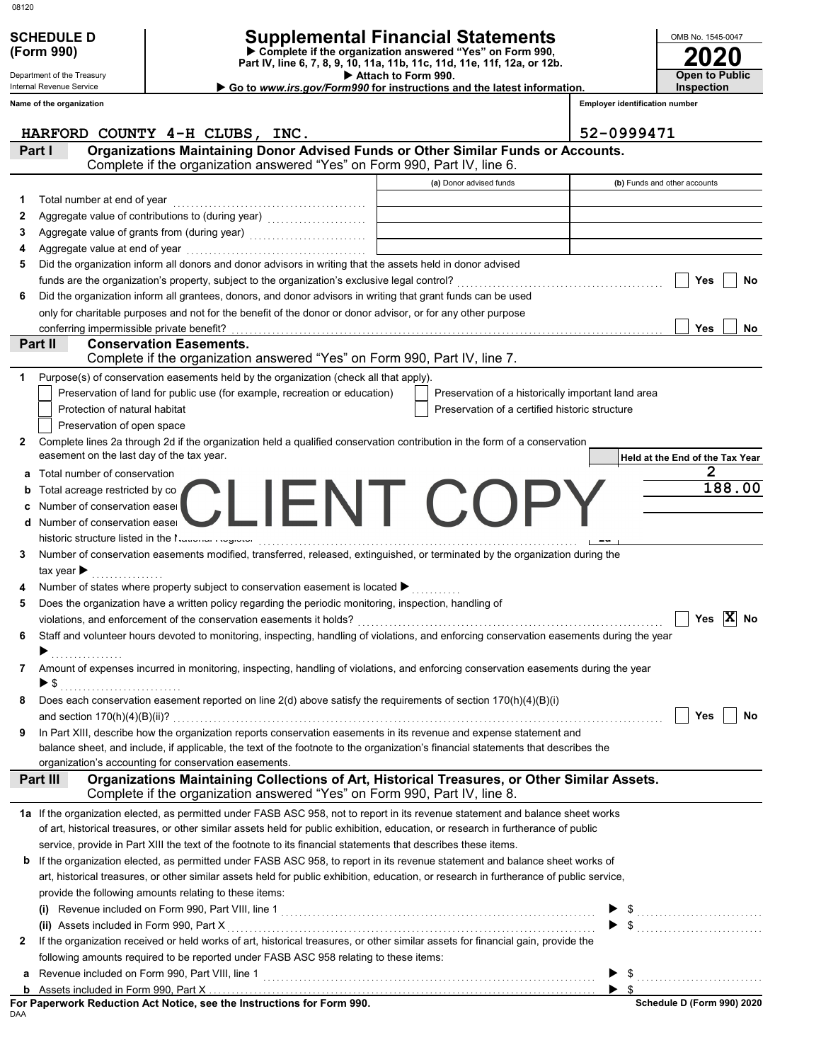**SCHEDULE D (Form 990)**

Department of the Treasury
Internal Revenue Service

# Supplemental Financial Statements

▶ Complete if the organization answered "Yes" on Form 990, Part IV, line 6, 7, 8, 9, 10, 11a, 11b, 11c, 11d, 11e, 11f, 12a, or 12b.
▶ Attach to Form 990.
▶ Go to *www.irs.gov/Form990* for instructions and the latest information.

OMB No. 1545-0047

**2020**

**Open to Public Inspection**

Name of the organization: HARFORD COUNTY 4-H CLUBS, INC.

Employer identification number: 52-0999471

## Part I — Organizations Maintaining Donor Advised Funds or Other Similar Funds or Accounts.
Complete if the organization answered "Yes" on Form 990, Part IV, line 6.

| | | (a) Donor advised funds | (b) Funds and other accounts |
|---|---|---|---|
| 1 | Total number at end of year | | |
| 2 | Aggregate value of contributions to (during year) | | |
| 3 | Aggregate value of grants from (during year) | | |
| 4 | Aggregate value at end of year | | |

5 Did the organization inform all donors and donor advisors in writing that the assets held in donor advised funds are the organization's property, subject to the organization's exclusive legal control? ☐ Yes ☐ No

6 Did the organization inform all grantees, donors, and donor advisors in writing that grant funds can be used only for charitable purposes and not for the benefit of the donor or donor advisor, or for any other purpose conferring impermissible private benefit? ☐ Yes ☐ No

## Part II — Conservation Easements.
Complete if the organization answered "Yes" on Form 990, Part IV, line 7.

1 Purpose(s) of conservation easements held by the organization (check all that apply).
- ☐ Preservation of land for public use (for example, recreation or education)
- ☐ Preservation of a historically important land area
- ☐ Protection of natural habitat
- ☐ Preservation of a certified historic structure
- ☐ Preservation of open space

2 Complete lines 2a through 2d if the organization held a qualified conservation contribution in the form of a conservation easement on the last day of the tax year.

| | | Held at the End of the Tax Year |
|---|---|---|
| a | Total number of conservation | 2 |
| b | Total acreage restricted by co | 188.00 |
| c | Number of conservation ease | |
| d | Number of conservation ease historic structure listed in the National Register | |

CLIENT COPY

3 Number of conservation easements modified, transferred, released, extinguished, or terminated by the organization during the tax year ▶

4 Number of states where property subject to conservation easement is located ▶

5 Does the organization have a written policy regarding the periodic monitoring, inspection, handling of violations, and enforcement of the conservation easements it holds? ☐ Yes ☒ No

6 Staff and volunteer hours devoted to monitoring, inspecting, handling of violations, and enforcing conservation easements during the year ▶

7 Amount of expenses incurred in monitoring, inspecting, handling of violations, and enforcing conservation easements during the year ▶ $

8 Does each conservation easement reported on line 2(d) above satisfy the requirements of section 170(h)(4)(B)(i) and section 170(h)(4)(B)(ii)? ☐ Yes ☐ No

9 In Part XIII, describe how the organization reports conservation easements in its revenue and expense statement and balance sheet, and include, if applicable, the text of the footnote to the organization's financial statements that describes the organization's accounting for conservation easements.

## Part III — Organizations Maintaining Collections of Art, Historical Treasures, or Other Similar Assets.
Complete if the organization answered "Yes" on Form 990, Part IV, line 8.

1a If the organization elected, as permitted under FASB ASC 958, not to report in its revenue statement and balance sheet works of art, historical treasures, or other similar assets held for public exhibition, education, or research in furtherance of public service, provide in Part XIII the text of the footnote to its financial statements that describes these items.

b If the organization elected, as permitted under FASB ASC 958, to report in its revenue statement and balance sheet works of art, historical treasures, or other similar assets held for public exhibition, education, or research in furtherance of public service, provide the following amounts relating to these items:

(i) Revenue included on Form 990, Part VIII, line 1 ▶ $

(ii) Assets included in Form 990, Part X ▶ $

2 If the organization received or held works of art, historical treasures, or other similar assets for financial gain, provide the following amounts required to be reported under FASB ASC 958 relating to these items:

a Revenue included on Form 990, Part VIII, line 1 ▶ $

b Assets included in Form 990, Part X ▶ $

**For Paperwork Reduction Act Notice, see the Instructions for Form 990.** Schedule D (Form 990) 2020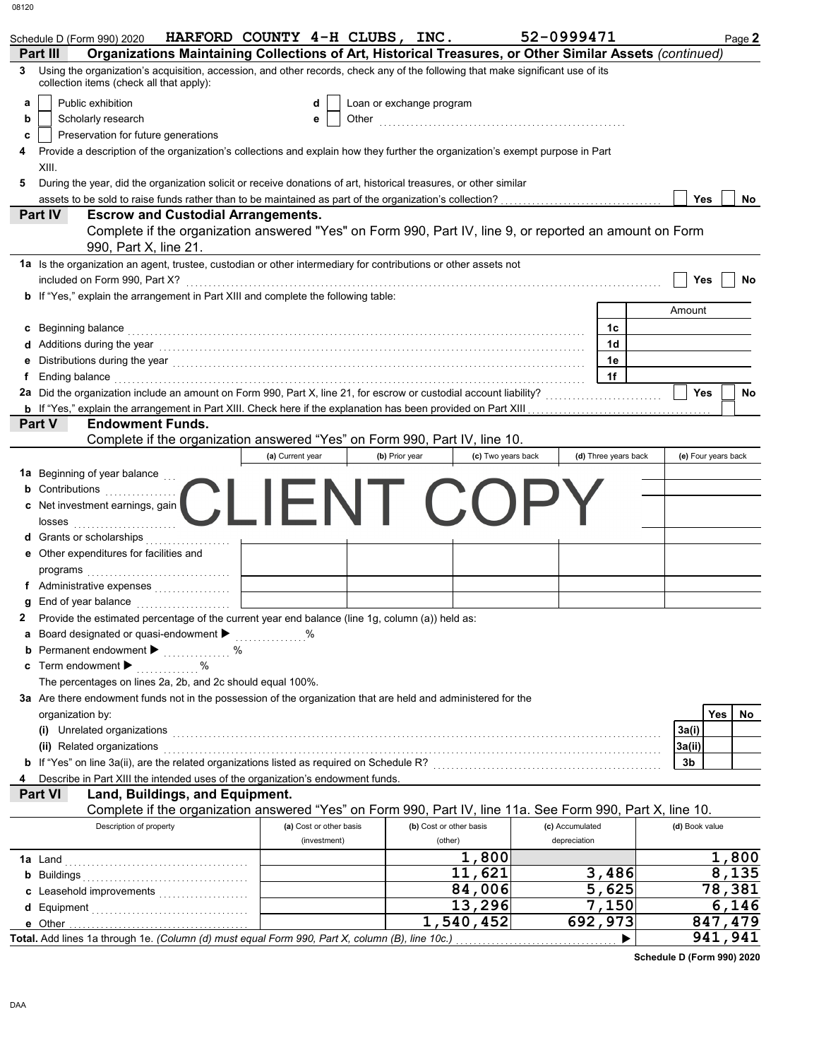Schedule D (Form 990) 2020 HARFORD COUNTY 4-H CLUBS, INC. 52-0999471 Page **2**

## Part III Organizations Maintaining Collections of Art, Historical Treasures, or Other Similar Assets *(continued)*

**3** Using the organization's acquisition, accession, and other records, check any of the following that make significant use of its collection items (check all that apply):

- **a** ☐ Public exhibition
- **b** ☐ Scholarly research
- **c** ☐ Preservation for future generations
- **d** ☐ Loan or exchange program
- **e** ☐ Other

**4** Provide a description of the organization's collections and explain how they further the organization's exempt purpose in Part XIII.

**5** During the year, did the organization solicit or receive donations of art, historical treasures, or other similar assets to be sold to raise funds rather than to be maintained as part of the organization's collection? ☐ Yes ☐ No

## Part IV Escrow and Custodial Arrangements.

Complete if the organization answered "Yes" on Form 990, Part IV, line 9, or reported an amount on Form 990, Part X, line 21.

**1a** Is the organization an agent, trustee, custodian or other intermediary for contributions or other assets not included on Form 990, Part X? ☐ Yes ☐ No

**b** If "Yes," explain the arrangement in Part XIII and complete the following table:

| | | Amount |
|---|---|---|
| **c** Beginning balance | 1c | |
| **d** Additions during the year | 1d | |
| **e** Distributions during the year | 1e | |
| **f** Ending balance | 1f | |

**2a** Did the organization include an amount on Form 990, Part X, line 21, for escrow or custodial account liability? ☐ Yes ☐ No

**b** If "Yes," explain the arrangement in Part XIII. Check here if the explanation has been provided on Part XIII ☐

## Part V Endowment Funds.

Complete if the organization answered "Yes" on Form 990, Part IV, line 10.

| | (a) Current year | (b) Prior year | (c) Two years back | (d) Three years back | (e) Four years back |
|---|---|---|---|---|---|
| **1a** Beginning of year balance | | | | | |
| **b** Contributions | | | | | |
| **c** Net investment earnings, gains, and losses | | | | | |
| **d** Grants or scholarships | | | | | |
| **e** Other expenditures for facilities and programs | | | | | |
| **f** Administrative expenses | | | | | |
| **g** End of year balance | | | | | |

CLIENT COPY

**2** Provide the estimated percentage of the current year end balance (line 1g, column (a)) held as:

- **a** Board designated or quasi-endowment ▶ %
- **b** Permanent endowment ▶ %
- **c** Term endowment ▶ %

The percentages on lines 2a, 2b, and 2c should equal 100%.

**3a** Are there endowment funds not in the possession of the organization that are held and administered for the organization by:

| | | Yes | No |
|---|---|---|---|
| **(i)** Unrelated organizations | 3a(i) | | |
| **(ii)** Related organizations | 3a(ii) | | |
| **b** If "Yes" on line 3a(ii), are the related organizations listed as required on Schedule R? | 3b | | |

**4** Describe in Part XIII the intended uses of the organization's endowment funds.

## Part VI Land, Buildings, and Equipment.

Complete if the organization answered "Yes" on Form 990, Part IV, line 11a. See Form 990, Part X, line 10.

| Description of property | (a) Cost or other basis (investment) | (b) Cost or other basis (other) | (c) Accumulated depreciation | (d) Book value |
|---|---|---|---|---|
| **1a** Land | | 1,800 | | 1,800 |
| **b** Buildings | | 11,621 | 3,486 | 8,135 |
| **c** Leasehold improvements | | 84,006 | 5,625 | 78,381 |
| **d** Equipment | | 13,296 | 7,150 | 6,146 |
| **e** Other | | 1,540,452 | 692,973 | 847,479 |
| **Total.** Add lines 1a through 1e. *(Column (d) must equal Form 990, Part X, column (B), line 10c.)* ▶ | | | | 941,941 |

Schedule D (Form 990) 2020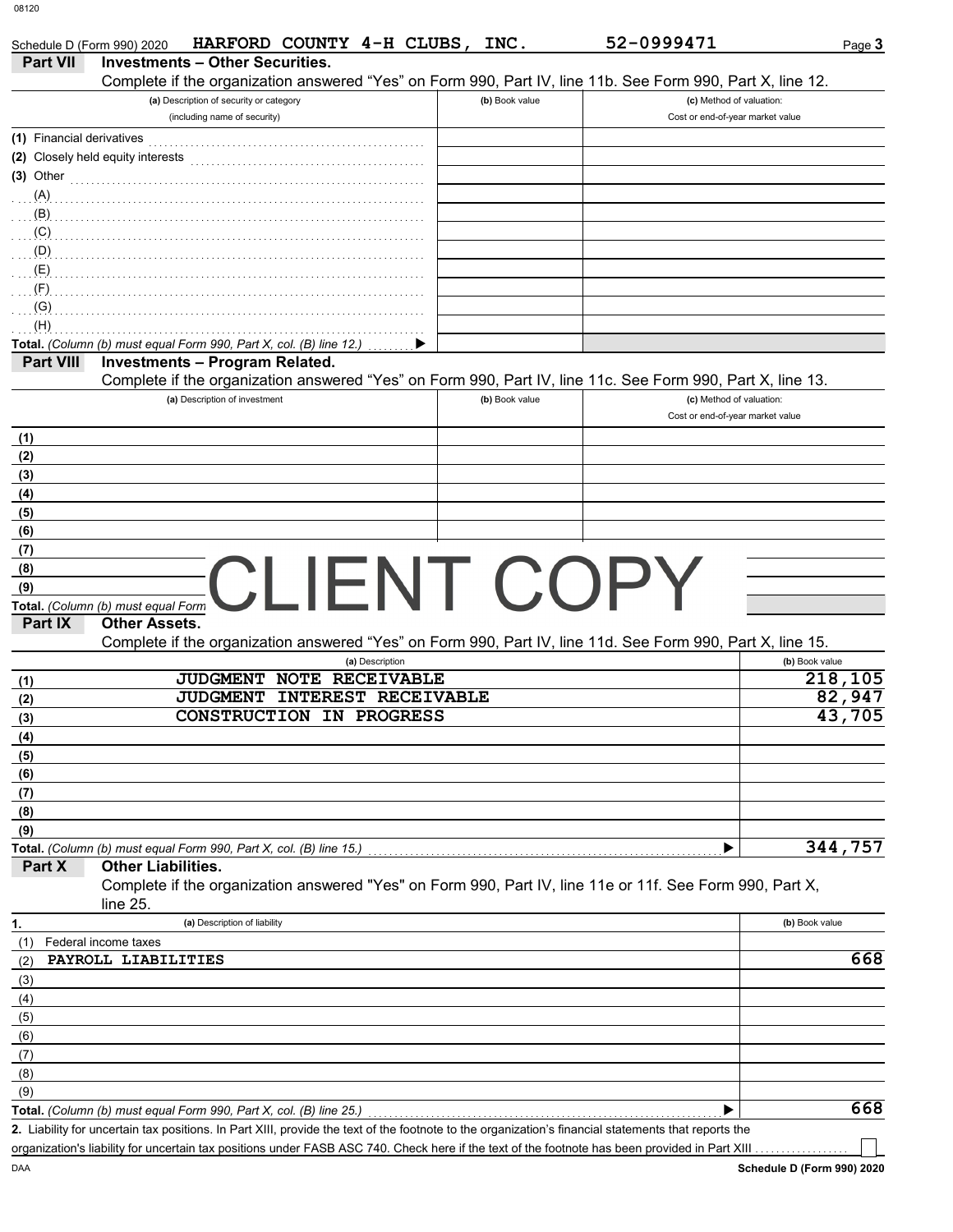Schedule D (Form 990) 2020 HARFORD COUNTY 4-H CLUBS, INC. 52-0999471 Page 3

## Part VII Investments – Other Securities.

Complete if the organization answered "Yes" on Form 990, Part IV, line 11b. See Form 990, Part X, line 12.

| (a) Description of security or category (including name of security) | (b) Book value | (c) Method of valuation: Cost or end-of-year market value |
|---|---|---|
| (1) Financial derivatives | | |
| (2) Closely held equity interests | | |
| (3) Other | | |
| (A) | | |
| (B) | | |
| (C) | | |
| (D) | | |
| (E) | | |
| (F) | | |
| (G) | | |
| (H) | | |
| **Total.** *(Column (b) must equal Form 990, Part X, col. (B) line 12.)* ▶ | | |

## Part VIII Investments – Program Related.

Complete if the organization answered "Yes" on Form 990, Part IV, line 11c. See Form 990, Part X, line 13.

| (a) Description of investment | (b) Book value | (c) Method of valuation: Cost or end-of-year market value |
|---|---|---|
| (1) | | |
| (2) | | |
| (3) | | |
| (4) | | |
| (5) | | |
| (6) | | |
| (7) | | |
| (8) | | |
| (9) | | |
| **Total.** *(Column (b) must equal Form 990, Part X, col. (B) line 13.)* ▶ | | |

CLIENT COPY

## Part IX Other Assets.

Complete if the organization answered "Yes" on Form 990, Part IV, line 11d. See Form 990, Part X, line 15.

| | (a) Description | (b) Book value |
|---|---|---|
| (1) | JUDGMENT NOTE RECEIVABLE | 218,105 |
| (2) | JUDGMENT INTEREST RECEIVABLE | 82,947 |
| (3) | CONSTRUCTION IN PROGRESS | 43,705 |
| (4) | | |
| (5) | | |
| (6) | | |
| (7) | | |
| (8) | | |
| (9) | | |
| **Total.** *(Column (b) must equal Form 990, Part X, col. (B) line 15.)* ▶ | | 344,757 |

## Part X Other Liabilities.

Complete if the organization answered "Yes" on Form 990, Part IV, line 11e or 11f. See Form 990, Part X, line 25.

| 1. | (a) Description of liability | (b) Book value |
|---|---|---|
| (1) | Federal income taxes | |
| (2) | PAYROLL LIABILITIES | 668 |
| (3) | | |
| (4) | | |
| (5) | | |
| (6) | | |
| (7) | | |
| (8) | | |
| (9) | | |
| **Total.** *(Column (b) must equal Form 990, Part X, col. (B) line 25.)* ▶ | | 668 |

**2.** Liability for uncertain tax positions. In Part XIII, provide the text of the footnote to the organization's financial statements that reports the organization's liability for uncertain tax positions under FASB ASC 740. Check here if the text of the footnote has been provided in Part XIII ☐

Schedule D (Form 990) 2020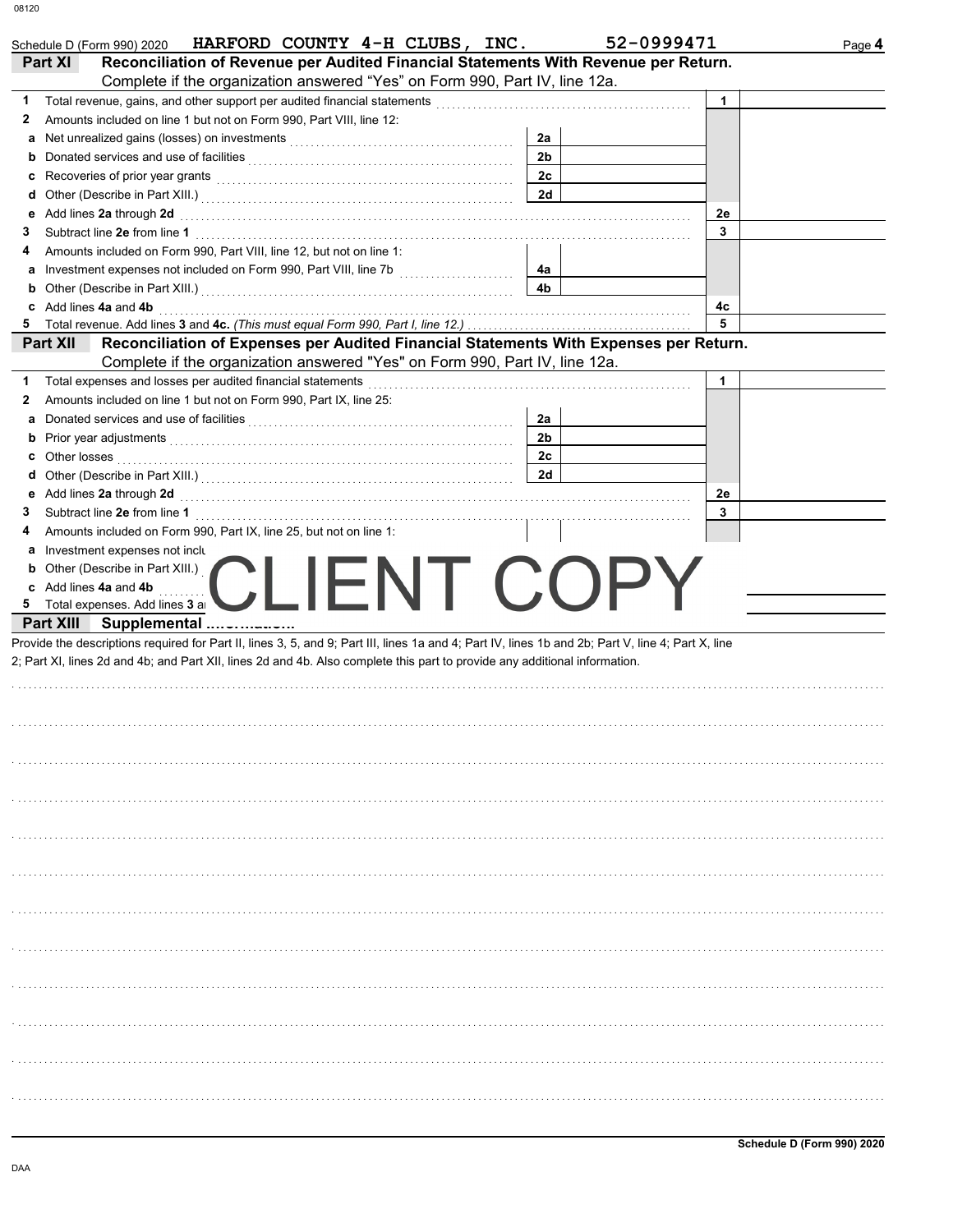Schedule D (Form 990) 2020 HARFORD COUNTY 4-H CLUBS, INC. 52-0999471 Page **4**

## Part XI Reconciliation of Revenue per Audited Financial Statements With Revenue per Return.

Complete if the organization answered "Yes" on Form 990, Part IV, line 12a.

| | | | | | |
|---|---|---|---|---|---|
| **1** | Total revenue, gains, and other support per audited financial statements | | | 1 | |
| **2** | Amounts included on line 1 but not on Form 990, Part VIII, line 12: | | | | |
| **a** | Net unrealized gains (losses) on investments | 2a | | | |
| **b** | Donated services and use of facilities | 2b | | | |
| **c** | Recoveries of prior year grants | 2c | | | |
| **d** | Other (Describe in Part XIII.) | 2d | | | |
| **e** | Add lines **2a** through **2d** | | | 2e | |
| **3** | Subtract line **2e** from line **1** | | | 3 | |
| **4** | Amounts included on Form 990, Part VIII, line 12, but not on line 1: | | | | |
| **a** | Investment expenses not included on Form 990, Part VIII, line 7b | 4a | | | |
| **b** | Other (Describe in Part XIII.) | 4b | | | |
| **c** | Add lines **4a** and **4b** | | | 4c | |
| **5** | Total revenue. Add lines **3** and **4c.** *(This must equal Form 990, Part I, line 12.)* | | | 5 | |

## Part XII Reconciliation of Expenses per Audited Financial Statements With Expenses per Return.

Complete if the organization answered "Yes" on Form 990, Part IV, line 12a.

| | | | | | |
|---|---|---|---|---|---|
| **1** | Total expenses and losses per audited financial statements | | | 1 | |
| **2** | Amounts included on line 1 but not on Form 990, Part IX, line 25: | | | | |
| **a** | Donated services and use of facilities | 2a | | | |
| **b** | Prior year adjustments | 2b | | | |
| **c** | Other losses | 2c | | | |
| **d** | Other (Describe in Part XIII.) | 2d | | | |
| **e** | Add lines **2a** through **2d** | | | 2e | |
| **3** | Subtract line **2e** from line **1** | | | 3 | |
| **4** | Amounts included on Form 990, Part IX, line 25, but not on line 1: | | | | |
| **a** | Investment expenses not inclu... | | | | |
| **b** | Other (Describe in Part XIII.) | | | | |
| **c** | Add lines **4a** and **4b** | | | | |
| **5** | Total expenses. Add lines **3** a... | | | | |

CLIENT COPY

## Part XIII Supplemental Information.

Provide the descriptions required for Part II, lines 3, 5, and 9; Part III, lines 1a and 4; Part IV, lines 1b and 2b; Part V, line 4; Part X, line 2; Part XI, lines 2d and 4b; and Part XII, lines 2d and 4b. Also complete this part to provide any additional information.

Schedule D (Form 990) 2020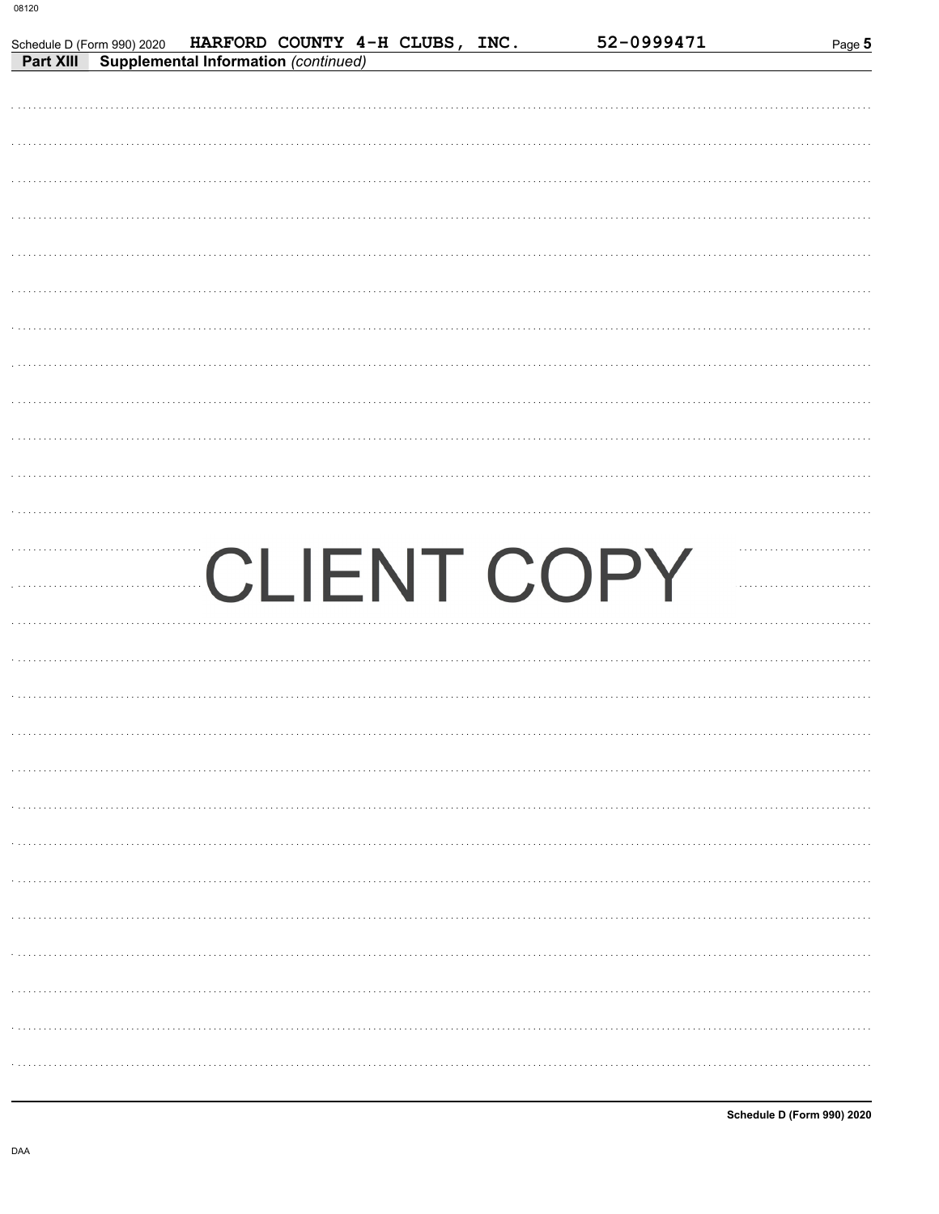Schedule D (Form 990) 2020 HARFORD COUNTY 4-H CLUBS, INC. 52-0999471

**Part XIII** **Supplemental Information** *(continued)*

CLIENT COPY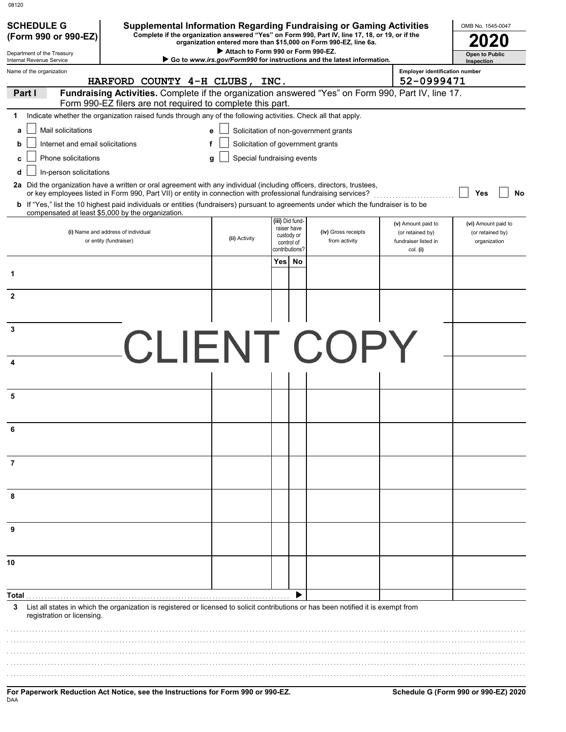**SCHEDULE G (Form 990 or 990-EZ)**

Department of the Treasury
Internal Revenue Service

# Supplemental Information Regarding Fundraising or Gaming Activities

**Complete if the organization answered "Yes" on Form 990, Part IV, line 17, 18, or 19, or if the organization entered more than $15,000 on Form 990-EZ, line 6a.**

▶ **Attach to Form 990 or Form 990-EZ.**

▶ **Go to www.irs.gov/Form990 for instructions and the latest information.**

OMB No. 1545-0047

**2020**

**Open to Public Inspection**

Name of the organization: HARFORD COUNTY 4-H CLUBS, INC.

Employer identification number: 52-0999471

**Part I** **Fundraising Activities.** Complete if the organization answered "Yes" on Form 990, Part IV, line 17. Form 990-EZ filers are not required to complete this part.

1 Indicate whether the organization raised funds through any of the following activities. Check all that apply.

- a ☐ Mail solicitations
- b ☐ Internet and email solicitations
- c ☐ Phone solicitations
- d ☐ In-person solicitations
- e ☐ Solicitation of non-government grants
- f ☐ Solicitation of government grants
- g ☐ Special fundraising events

**2a** Did the organization have a written or oral agreement with any individual (including officers, directors, trustees, or key employees listed in Form 990, Part VII) or entity in connection with professional fundraising services? ☐ Yes ☐ No

**b** If "Yes," list the 10 highest paid individuals or entities (fundraisers) pursuant to agreements under which the fundraiser is to be compensated at least $5,000 by the organization.

| | (i) Name and address of individual or entity (fundraiser) | (ii) Activity | (iii) Did fund-raiser have custody or control of contributions? Yes | No | (iv) Gross receipts from activity | (v) Amount paid to (or retained by) fundraiser listed in col. (i) | (vi) Amount paid to (or retained by) organization |
|---|---|---|---|---|---|---|---|
| 1 | | | | | | | |
| 2 | | | | | | | |
| 3 | | | | | | | |
| 4 | | | | | | | |
| 5 | | | | | | | |
| 6 | | | | | | | |
| 7 | | | | | | | |
| 8 | | | | | | | |
| 9 | | | | | | | |
| 10 | | | | | | | |
| Total ▶ | | | | | | | |

CLIENT COPY

**3** List all states in which the organization is registered or licensed to solicit contributions or has been notified it is exempt from registration or licensing.

**For Paperwork Reduction Act Notice, see the Instructions for Form 990 or 990-EZ.**

DAA

**Schedule G (Form 990 or 990-EZ) 2020**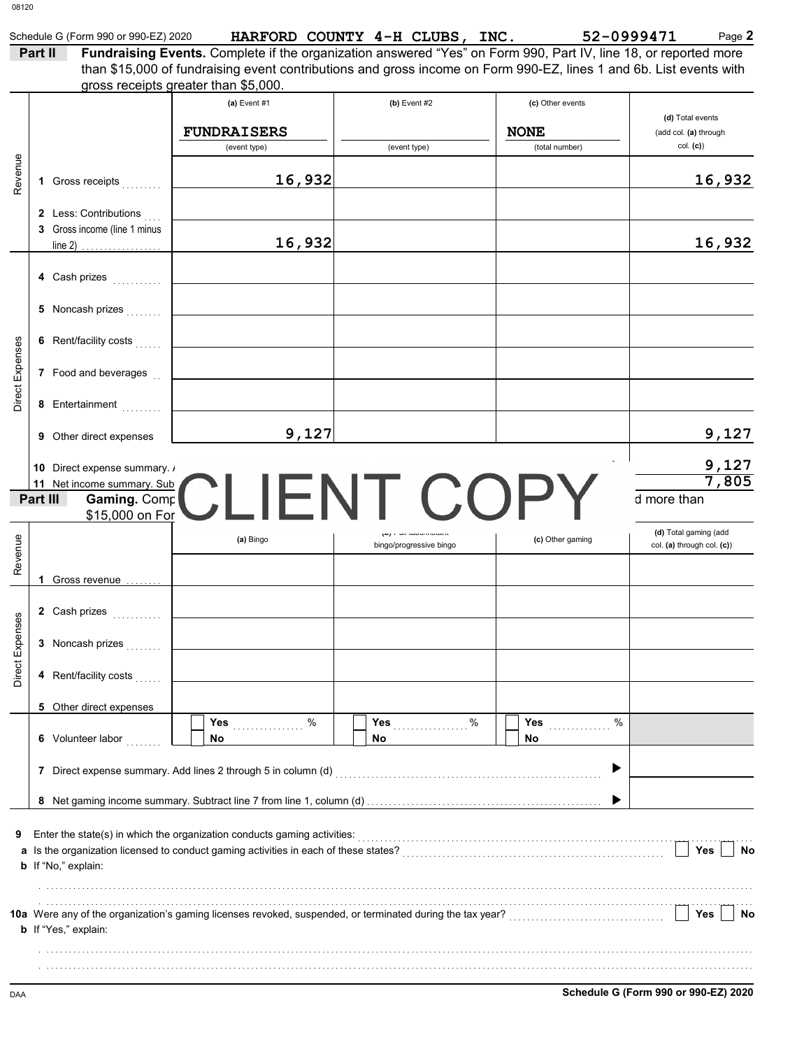Schedule G (Form 990 or 990-EZ) 2020 **HARFORD COUNTY 4-H CLUBS, INC.** **52-0999471** Page **2**

**Part II** **Fundraising Events.** Complete if the organization answered "Yes" on Form 990, Part IV, line 18, or reported more than $15,000 of fundraising event contributions and gross income on Form 990-EZ, lines 1 and 6b. List events with gross receipts greater than $5,000.

| | | (a) Event #1 | (b) Event #2 | (c) Other events | (d) Total events (add col. (a) through col. (c)) |
|---|---|---|---|---|---|
| | | FUNDRAISERS (event type) | (event type) | NONE (total number) | |
| Revenue | 1 Gross receipts | 16,932 | | | 16,932 |
| | 2 Less: Contributions | | | | |
| | 3 Gross income (line 1 minus line 2) | 16,932 | | | 16,932 |
| Direct Expenses | 4 Cash prizes | | | | |
| | 5 Noncash prizes | | | | |
| | 6 Rent/facility costs | | | | |
| | 7 Food and beverages | | | | |
| | 8 Entertainment | | | | |
| | 9 Other direct expenses | 9,127 | | | 9,127 |
| | 10 Direct expense summary. Add lines 4 through 9 in column (d) | | | | 9,127 |
| | 11 Net income summary. Subtract line 10 from line 3, column (d) | | | | 7,805 |

CLIENT COPY

**Part III** **Gaming.** Complete if the organization answered "Yes" on Form 990, Part IV, line 19, or reported more than $15,000 on Form 990-EZ, line 6a.

| | | (a) Bingo | (b) Pull tabs/instant bingo/progressive bingo | (c) Other gaming | (d) Total gaming (add col. (a) through col. (c)) |
|---|---|---|---|---|---|
| Revenue | 1 Gross revenue | | | | |
| Direct Expenses | 2 Cash prizes | | | | |
| | 3 Noncash prizes | | | | |
| | 4 Rent/facility costs | | | | |
| | 5 Other direct expenses | | | | |
| | 6 Volunteer labor | Yes ___ % / No | Yes ___ % / No | Yes ___ % / No | |
| | 7 Direct expense summary. Add lines 2 through 5 in column (d) | | | | |
| | 8 Net gaming income summary. Subtract line 7 from line 1, column (d) | | | | |

**9** Enter the state(s) in which the organization conducts gaming activities:

**a** Is the organization licensed to conduct gaming activities in each of these states? Yes No

**b** If "No," explain:

**10a** Were any of the organization's gaming licenses revoked, suspended, or terminated during the tax year? Yes No

**b** If "Yes," explain:

**Schedule G (Form 990 or 990-EZ) 2020**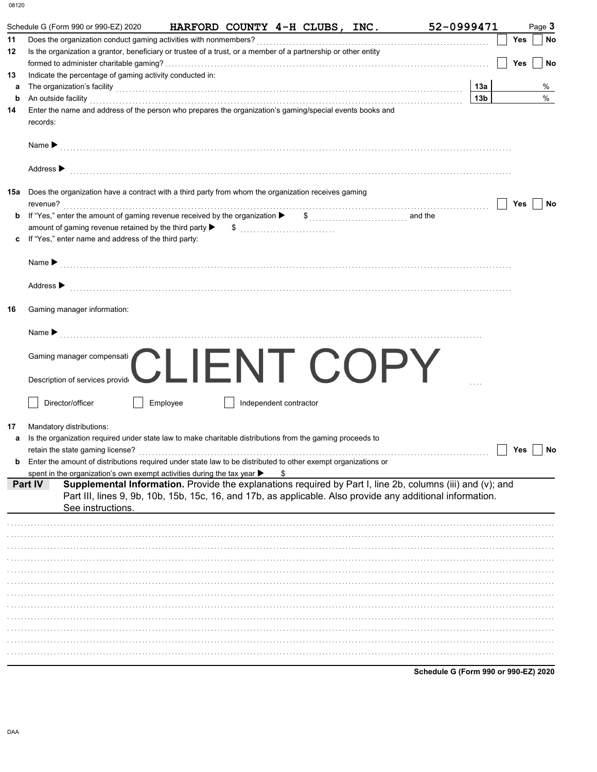08120

Schedule G (Form 990 or 990-EZ) 2020 **HARFORD COUNTY 4-H CLUBS, INC.** 52-0999471 Page **3**

**11** Does the organization conduct gaming activities with nonmembers? ☐ Yes ☐ No

**12** Is the organization a grantor, beneficiary or trustee of a trust, or a member of a partnership or other entity formed to administer charitable gaming? ☐ Yes ☐ No

**13** Indicate the percentage of gaming activity conducted in:

**a** The organization's facility **13a** %

**b** An outside facility **13b** %

**14** Enter the name and address of the person who prepares the organization's gaming/special events books and records:

Name ▶

Address ▶

**15a** Does the organization have a contract with a third party from whom the organization receives gaming revenue? ☐ Yes ☐ No

**b** If "Yes," enter the amount of gaming revenue received by the organization ▶ $ and the amount of gaming revenue retained by the third party ▶ $

**c** If "Yes," enter name and address of the third party:

Name ▶

Address ▶

**16** Gaming manager information:

Name ▶

Gaming manager compensation ▶ $

Description of services provided ▶

☐ Director/officer ☐ Employee ☐ Independent contractor

CLIENT COPY

**17** Mandatory distributions:

**a** Is the organization required under state law to make charitable distributions from the gaming proceeds to retain the state gaming license? ☐ Yes ☐ No

**b** Enter the amount of distributions required under state law to be distributed to other exempt organizations or spent in the organization's own exempt activities during the tax year ▶ $

**Part IV** **Supplemental Information.** Provide the explanations required by Part I, line 2b, columns (iii) and (v); and Part III, lines 9, 9b, 10b, 15b, 15c, 16, and 17b, as applicable. Also provide any additional information. See instructions.

**Schedule G (Form 990 or 990-EZ) 2020**

DAA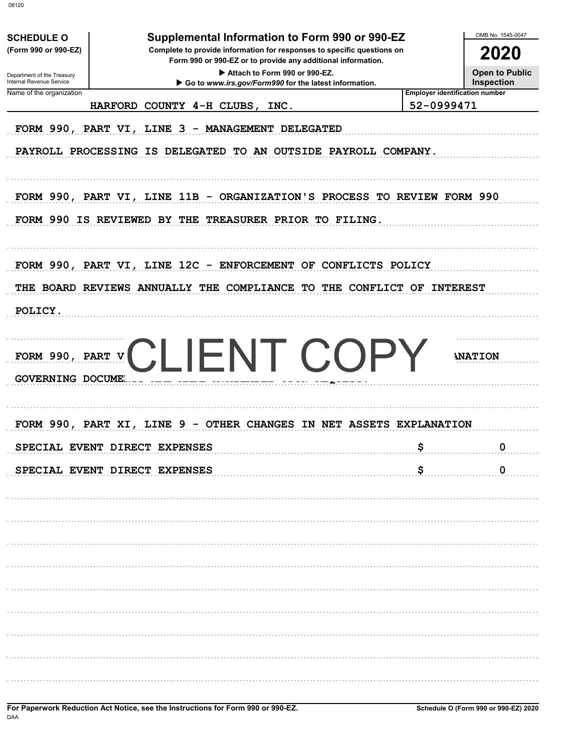08120

**SCHEDULE O**
**(Form 990 or 990-EZ)**

Department of the Treasury
Internal Revenue Service

# Supplemental Information to Form 990 or 990-EZ

**Complete to provide information for responses to specific questions on Form 990 or 990-EZ or to provide any additional information.**

▶ Attach to Form 990 or 990-EZ.

▶ Go to *www.irs.gov/Form990* for the latest information.

OMB No. 1545-0047

**2020**

**Open to Public Inspection**

| Name of the organization | Employer identification number |
|---|---|
| HARFORD COUNTY 4-H CLUBS, INC. | 52-0999471 |

FORM 990, PART VI, LINE 3 - MANAGEMENT DELEGATED

PAYROLL PROCESSING IS DELEGATED TO AN OUTSIDE PAYROLL COMPANY.

FORM 990, PART VI, LINE 11B - ORGANIZATION'S PROCESS TO REVIEW FORM 990

FORM 990 IS REVIEWED BY THE TREASURER PRIOR TO FILING.

FORM 990, PART VI, LINE 12C - ENFORCEMENT OF CONFLICTS POLICY

THE BOARD REVIEWS ANNUALLY THE COMPLIANCE TO THE CONFLICT OF INTEREST POLICY.

FORM 990, PART V CLIENT COPY ANATION

GOVERNING DOCUME

FORM 990, PART XI, LINE 9 - OTHER CHANGES IN NET ASSETS EXPLANATION

| | | |
|---|---|---|
| SPECIAL EVENT DIRECT EXPENSES | $ | 0 |
| SPECIAL EVENT DIRECT EXPENSES | $ | 0 |

**For Paperwork Reduction Act Notice, see the Instructions for Form 990 or 990-EZ.**

DAA

**Schedule O (Form 990 or 990-EZ) 2020**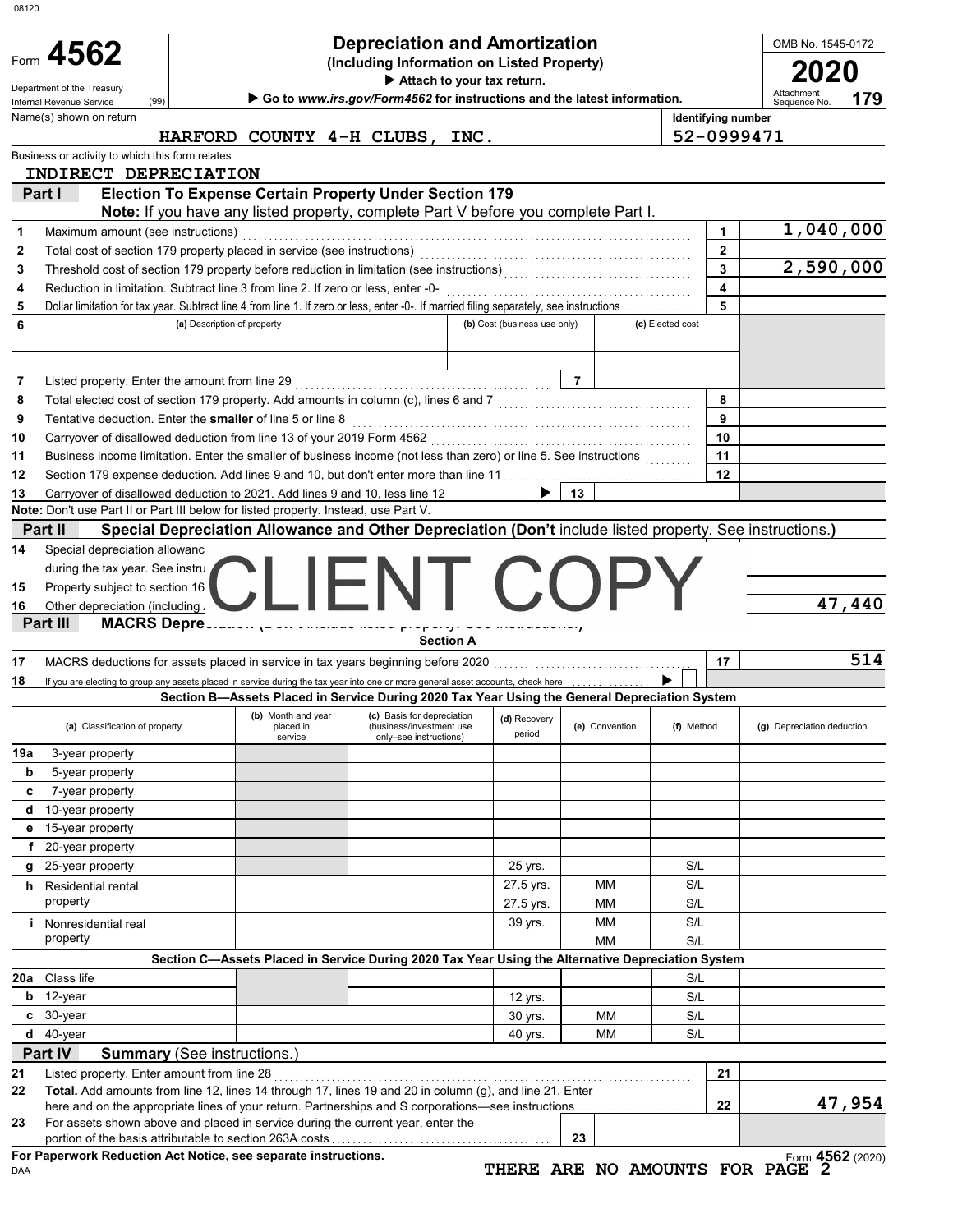08120

# Form 4562 — Depreciation and Amortization (Including Information on Listed Property)

Department of the Treasury, Internal Revenue Service (99)

▶ Attach to your tax return.

▶ Go to *www.irs.gov/Form4562* for instructions and the latest information.

OMB No. 1545-0172 — **2020** — Attachment Sequence No. **179**

Name(s) shown on return: **HARFORD COUNTY 4-H CLUBS, INC.**

Identifying number: **52-0999471**

Business or activity to which this form relates: **INDIRECT DEPRECIATION**

## Part I — Election To Expense Certain Property Under Section 179

**Note:** If you have any listed property, complete Part V before you complete Part I.

| Line | Description | | Amount |
|---|---|---|---|
| 1 | Maximum amount (see instructions) | 1 | 1,040,000 |
| 2 | Total cost of section 179 property placed in service (see instructions) | 2 | |
| 3 | Threshold cost of section 179 property before reduction in limitation (see instructions) | 3 | 2,590,000 |
| 4 | Reduction in limitation. Subtract line 3 from line 2. If zero or less, enter -0- | 4 | |
| 5 | Dollar limitation for tax year. Subtract line 4 from line 1. If zero or less, enter -0-. If married filing separately, see instructions | 5 | |

| 6 | (a) Description of property | (b) Cost (business use only) | (c) Elected cost |
|---|---|---|---|
| | | | |
| | | | |

| Line | Description | | Amount |
|---|---|---|---|
| 7 | Listed property. Enter the amount from line 29 | 7 | |
| 8 | Total elected cost of section 179 property. Add amounts in column (c), lines 6 and 7 | 8 | |
| 9 | Tentative deduction. Enter the **smaller** of line 5 or line 8 | 9 | |
| 10 | Carryover of disallowed deduction from line 13 of your 2019 Form 4562 | 10 | |
| 11 | Business income limitation. Enter the smaller of business income (not less than zero) or line 5. See instructions | 11 | |
| 12 | Section 179 expense deduction. Add lines 9 and 10, but don't enter more than line 11 | 12 | |
| 13 | Carryover of disallowed deduction to 2021. Add lines 9 and 10, less line 12 ▶ | 13 | |

**Note:** Don't use Part II or Part III below for listed property. Instead, use Part V.

## Part II — Special Depreciation Allowance and Other Depreciation (Don't include listed property. See instructions.)

CLIENT COPY

| Line | Description | Amount |
|---|---|---|
| 14 | Special depreciation allowanc[e for qualified property (other than listed property) placed in service] during the tax year. See instru[ctions] | |
| 15 | Property subject to section 16[8(f)(1) election] | |
| 16 | Other depreciation (including [ACRS]) | 47,440 |

## Part III — MACRS Depre[ciation (Don't include listed property. See instructions.)]

### Section A

| Line | Description | | Amount |
|---|---|---|---|
| 17 | MACRS deductions for assets placed in service in tax years beginning before 2020 | 17 | 514 |
| 18 | If you are electing to group any assets placed in service during the tax year into one or more general asset accounts, check here ▶ ☐ | | |

### Section B—Assets Placed in Service During 2020 Tax Year Using the General Depreciation System

| (a) Classification of property | (b) Month and year placed in service | (c) Basis for depreciation (business/investment use only–see instructions) | (d) Recovery period | (e) Convention | (f) Method | (g) Depreciation deduction |
|---|---|---|---|---|---|---|
| 19a 3-year property | | | | | | |
| b 5-year property | | | | | | |
| c 7-year property | | | | | | |
| d 10-year property | | | | | | |
| e 15-year property | | | | | | |
| f 20-year property | | | | | | |
| g 25-year property | | | 25 yrs. | | S/L | |
| h Residential rental property | | | 27.5 yrs. | MM | S/L | |
| | | | 27.5 yrs. | MM | S/L | |
| i Nonresidential real property | | | 39 yrs. | MM | S/L | |
| | | | | MM | S/L | |

### Section C—Assets Placed in Service During 2020 Tax Year Using the Alternative Depreciation System

| (a) Classification of property | (b) Month and year placed in service | (c) Basis for depreciation | (d) Recovery period | (e) Convention | (f) Method | (g) Depreciation deduction |
|---|---|---|---|---|---|---|
| 20a Class life | | | | | S/L | |
| b 12-year | | | 12 yrs. | | S/L | |
| c 30-year | | | 30 yrs. | MM | S/L | |
| d 40-year | | | 40 yrs. | MM | S/L | |

## Part IV — Summary (See instructions.)

| Line | Description | | Amount |
|---|---|---|---|
| 21 | Listed property. Enter amount from line 28 | 21 | |
| 22 | **Total.** Add amounts from line 12, lines 14 through 17, lines 19 and 20 in column (g), and line 21. Enter here and on the appropriate lines of your return. Partnerships and S corporations—see instructions | 22 | 47,954 |
| 23 | For assets shown above and placed in service during the current year, enter the portion of the basis attributable to section 263A costs | 23 | |

**For Paperwork Reduction Act Notice, see separate instructions.**

DAA

**THERE ARE NO AMOUNTS FOR PAGE 2**

Form **4562** (2020)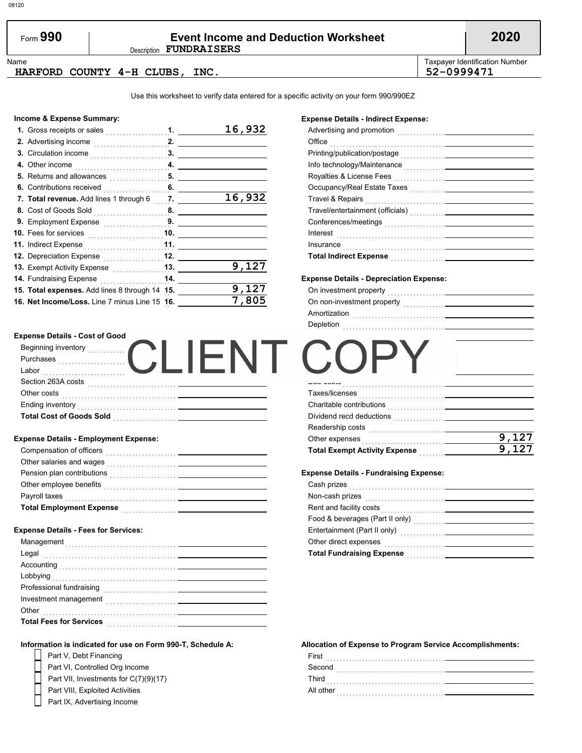08120

# Form 990 — Event Income and Deduction Worksheet — 2020

Description **FUNDRAISERS**

| Name | Taxpayer Identification Number |
|---|---|
| HARFORD COUNTY 4-H CLUBS, INC. | 52-0999471 |

Use this worksheet to verify data entered for a specific activity on your form 990/990EZ

**Income & Expense Summary:**

| Line | Description | Amount |
|---|---|---|
| 1. | Gross receipts or sales | 16,932 |
| 2. | Advertising income | |
| 3. | Circulation income | |
| 4. | Other income | |
| 5. | Returns and allowances | |
| 6. | Contributions received | |
| 7. | **Total revenue.** Add lines 1 through 6 | 16,932 |
| 8. | Cost of Goods Sold | |
| 9. | Employment Expense | |
| 10. | Fees for services | |
| 11. | Indirect Expense | |
| 12. | Depreciation Expense | |
| 13. | Exempt Activity Expense | 9,127 |
| 14. | Fundraising Expense | |
| 15. | **Total expenses.** Add lines 8 through 14 | 9,127 |
| 16. | **Net Income/Loss.** Line 7 minus Line 15 | 7,805 |

**Expense Details - Indirect Expense:**

| Item | Amount |
|---|---|
| Advertising and promotion | |
| Office | |
| Printing/publication/postage | |
| Info technology/Maintenance | |
| Royalties & License Fees | |
| Occupancy/Real Estate Taxes | |
| Travel & Repairs | |
| Travel/entertainment (officials) | |
| Conferences/meetings | |
| Interest | |
| Insurance | |
| **Total Indirect Expense** | |

**Expense Details - Depreciation Expense:**

| Item | Amount |
|---|---|
| On investment property | |
| On non-investment property | |
| Amortization | |
| Depletion | |

**Expense Details - Cost of Good**

| Item | Amount |
|---|---|
| Beginning inventory | |
| Purchases | |
| Labor | |
| Section 263A costs | |
| Other costs | |
| Ending inventory | |
| **Total Cost of Goods Sold** | |

CLIENT COPY

| Item | Amount |
|---|---|
| Taxes/licenses | |
| Charitable contributions | |
| Dividend recd deductions | |
| Readership costs | |
| Other expenses | 9,127 |
| **Total Exempt Activity Expense** | 9,127 |

**Expense Details - Employment Expense:**

| Item | Amount |
|---|---|
| Compensation of officers | |
| Other salaries and wages | |
| Pension plan contributions | |
| Other employee benefits | |
| Payroll taxes | |
| **Total Employment Expense** | |

**Expense Details - Fundraising Expense:**

| Item | Amount |
|---|---|
| Cash prizes | |
| Non-cash prizes | |
| Rent and facility costs | |
| Food & beverages (Part II only) | |
| Entertainment (Part II only) | |
| Other direct expenses | |
| **Total Fundraising Expense** | |

**Expense Details - Fees for Services:**

| Item | Amount |
|---|---|
| Management | |
| Legal | |
| Accounting | |
| Lobbying | |
| Professional fundraising | |
| Investment management | |
| Other | |
| **Total Fees for Services** | |

**Information is indicated for use on Form 990-T, Schedule A:**

- [ ] Part V, Debt Financing
- [ ] Part VI, Controlled Org Income
- [ ] Part VII, Investments for C(7)(9)(17)
- [ ] Part VIII, Exploited Activities
- [ ] Part IX, Advertising Income

**Allocation of Expense to Program Service Accomplishments:**

| Item | Amount |
|---|---|
| First | |
| Second | |
| Third | |
| All other | |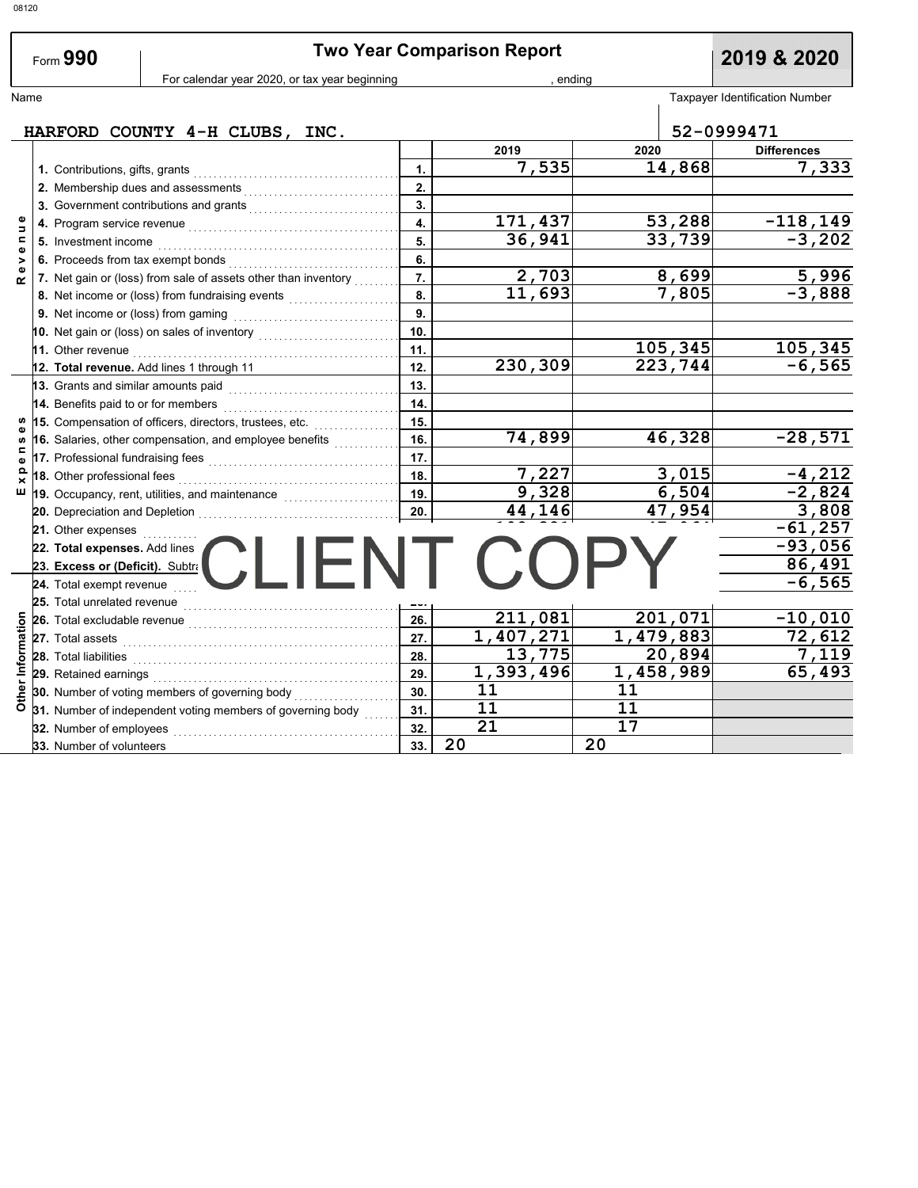08120

# Form 990 — Two Year Comparison Report — 2019 & 2020

For calendar year 2020, or tax year beginning , ending

Name: HARFORD COUNTY 4-H CLUBS, INC.

Taxpayer Identification Number: 52-0999471

| Section | Line | No. | 2019 | 2020 | Differences |
|---|---|---|---|---|---|
| Revenue | 1. Contributions, gifts, grants | 1. | 7,535 | 14,868 | 7,333 |
| | 2. Membership dues and assessments | 2. | | | |
| | 3. Government contributions and grants | 3. | | | |
| | 4. Program service revenue | 4. | 171,437 | 53,288 | -118,149 |
| | 5. Investment income | 5. | 36,941 | 33,739 | -3,202 |
| | 6. Proceeds from tax exempt bonds | 6. | | | |
| | 7. Net gain or (loss) from sale of assets other than inventory | 7. | 2,703 | 8,699 | 5,996 |
| | 8. Net income or (loss) from fundraising events | 8. | 11,693 | 7,805 | -3,888 |
| | 9. Net income or (loss) from gaming | 9. | | | |
| | 10. Net gain or (loss) on sales of inventory | 10. | | | |
| | 11. Other revenue | 11. | | 105,345 | 105,345 |
| | **12. Total revenue.** Add lines 1 through 11 | 12. | 230,309 | 223,744 | -6,565 |
| Expenses | 13. Grants and similar amounts paid | 13. | | | |
| | 14. Benefits paid to or for members | 14. | | | |
| | 15. Compensation of officers, directors, trustees, etc. | 15. | | | |
| | 16. Salaries, other compensation, and employee benefits | 16. | 74,899 | 46,328 | -28,571 |
| | 17. Professional fundraising fees | 17. | | | |
| | 18. Other professional fees | 18. | 7,227 | 3,015 | -4,212 |
| | 19. Occupancy, rent, utilities, and maintenance | 19. | 9,328 | 6,504 | -2,824 |
| | 20. Depreciation and Depletion | 20. | 44,146 | 47,954 | 3,808 |
| | 21. Other expenses | | | | -61,257 |
| | **22. Total expenses.** Add lines | | | | -93,056 |
| | **23. Excess or (Deficit).** Subtra | | | | 86,491 |
| Other Information | 24. Total exempt revenue | | | | -6,565 |
| | 25. Total unrelated revenue | | | | |
| | 26. Total excludable revenue | 26. | 211,081 | 201,071 | -10,010 |
| | 27. Total assets | 27. | 1,407,271 | 1,479,883 | 72,612 |
| | 28. Total liabilities | 28. | 13,775 | 20,894 | 7,119 |
| | 29. Retained earnings | 29. | 1,393,496 | 1,458,989 | 65,493 |
| | 30. Number of voting members of governing body | 30. | 11 | 11 | |
| | 31. Number of independent voting members of governing body | 31. | 11 | 11 | |
| | 32. Number of employees | 32. | 21 | 17 | |
| | 33. Number of volunteers | 33. | 20 | 20 | |

CLIENT COPY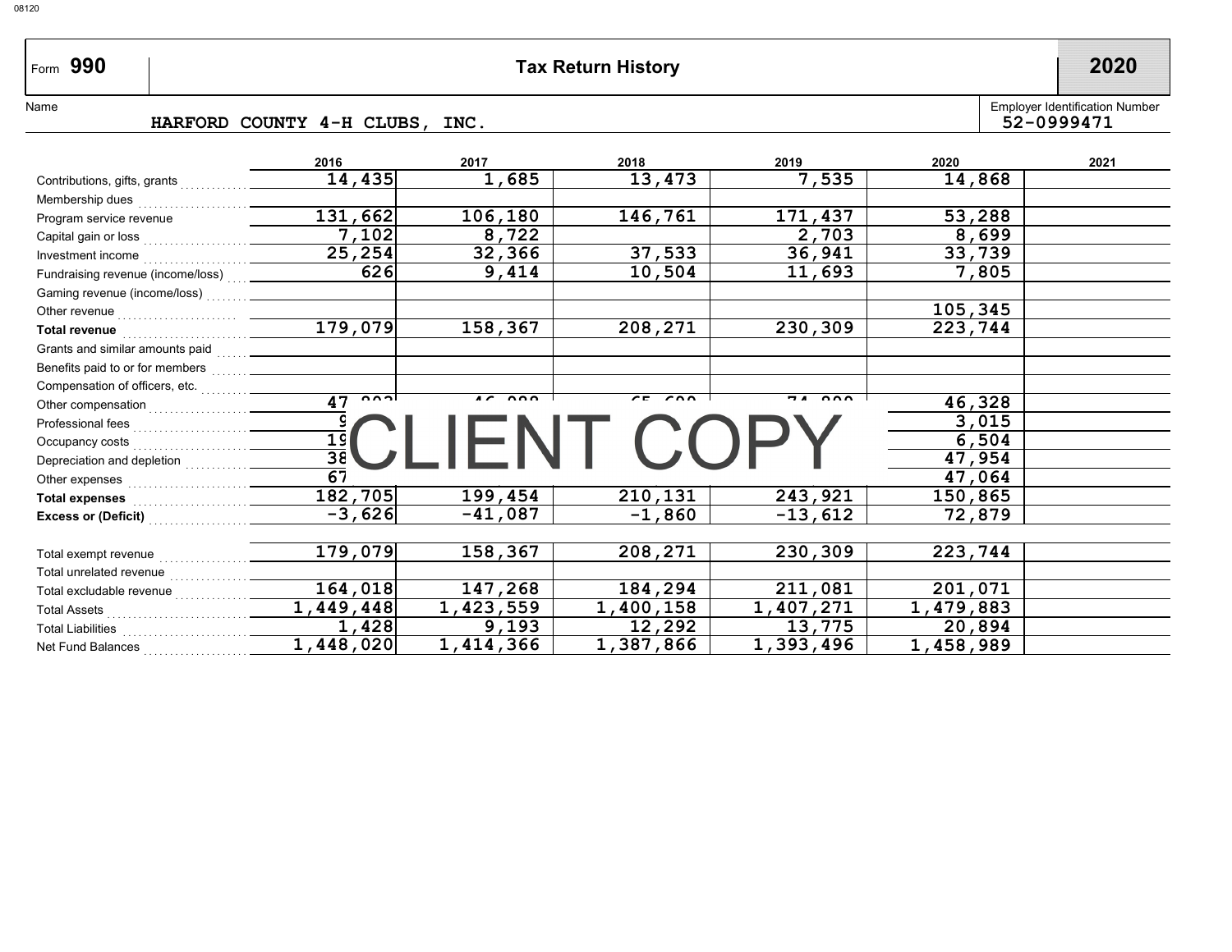08120

# Form 990 — Tax Return History — 2020

Name: HARFORD COUNTY 4-H CLUBS, INC.

Employer Identification Number: 52-0999471

| | 2016 | 2017 | 2018 | 2019 | 2020 | 2021 |
|---|---|---|---|---|---|---|
| Contributions, gifts, grants | 14,435 | 1,685 | 13,473 | 7,535 | 14,868 | |
| Membership dues | | | | | | |
| Program service revenue | 131,662 | 106,180 | 146,761 | 171,437 | 53,288 | |
| Capital gain or loss | 7,102 | 8,722 | | 2,703 | 8,699 | |
| Investment income | 25,254 | 32,366 | 37,533 | 36,941 | 33,739 | |
| Fundraising revenue (income/loss) | 626 | 9,414 | 10,504 | 11,693 | 7,805 | |
| Gaming revenue (income/loss) | | | | | | |
| Other revenue | | | | | 105,345 | |
| **Total revenue** | 179,079 | 158,367 | 208,271 | 230,309 | 223,744 | |
| Grants and similar amounts paid | | | | | | |
| Benefits paid to or for members | | | | | | |
| Compensation of officers, etc. | | | | | | |
| Other compensation | 47 | | | | 46,328 | |
| Professional fees | 9 | | | | 3,015 | |
| Occupancy costs | 19 | | | | 6,504 | |
| Depreciation and depletion | 38 | | | | 47,954 | |
| Other expenses | 67 | | | | 47,064 | |
| **Total expenses** | 182,705 | 199,454 | 210,131 | 243,921 | 150,865 | |
| **Excess or (Deficit)** | -3,626 | -41,087 | -1,860 | -13,612 | 72,879 | |
| | | | | | | |
| Total exempt revenue | 179,079 | 158,367 | 208,271 | 230,309 | 223,744 | |
| Total unrelated revenue | | | | | | |
| Total excludable revenue | 164,018 | 147,268 | 184,294 | 211,081 | 201,071 | |
| Total Assets | 1,449,448 | 1,423,559 | 1,400,158 | 1,407,271 | 1,479,883 | |
| Total Liabilities | 1,428 | 9,193 | 12,292 | 13,775 | 20,894 | |
| Net Fund Balances | 1,448,020 | 1,414,366 | 1,387,866 | 1,393,496 | 1,458,989 | |

CLIENT COPY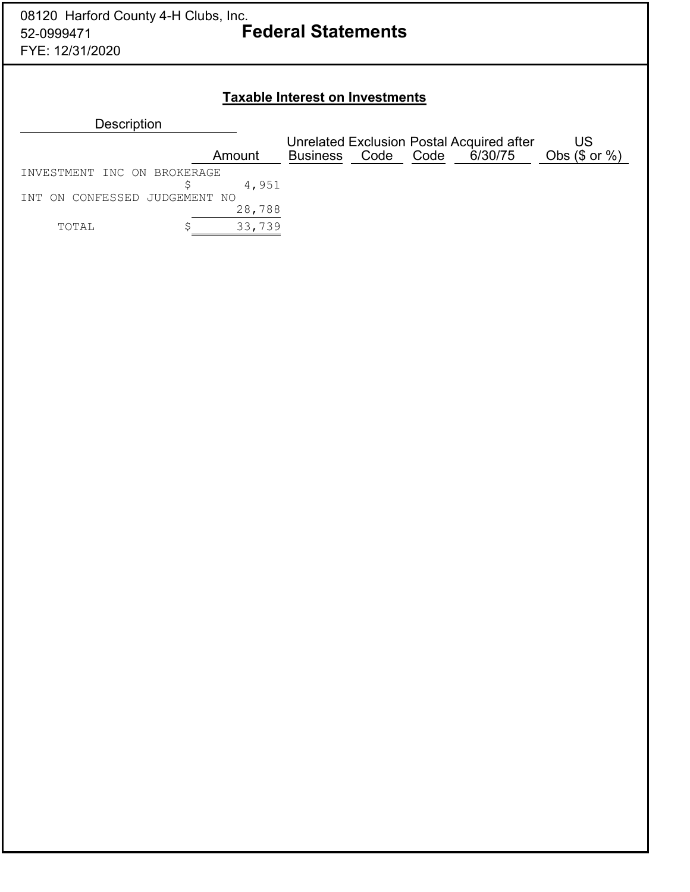08120 Harford County 4-H Clubs, Inc.
52-0999471
FYE: 12/31/2020

# Federal Statements

## Taxable Interest on Investments

| Description | Amount | Unrelated Business | Exclusion Code | Postal Code | Acquired after 6/30/75 | US Obs ($ or %) |
|---|---|---|---|---|---|---|
| INVESTMENT INC ON BROKERAGE | $ 4,951 | | | | | |
| INT ON CONFESSED JUDGEMENT NO | 28,788 | | | | | |
| TOTAL | $ 33,739 | | | | | |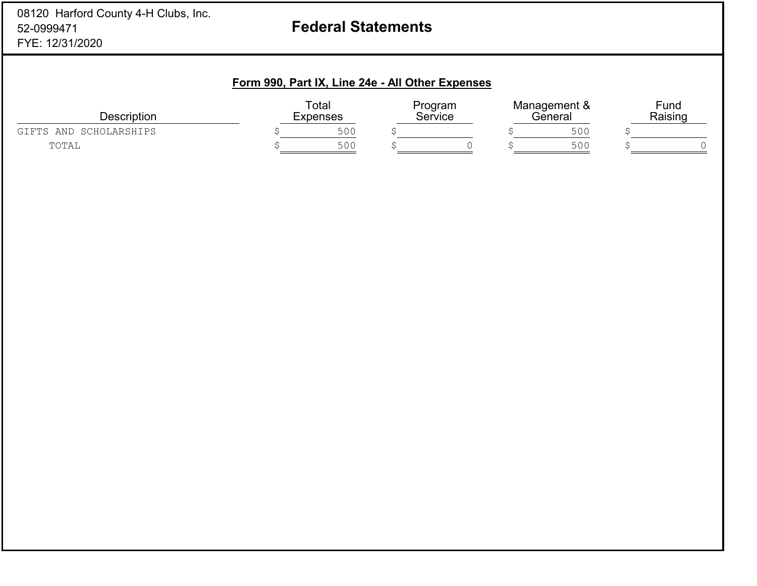08120 Harford County 4-H Clubs, Inc.
52-0999471
FYE: 12/31/2020

# Federal Statements

## Form 990, Part IX, Line 24e - All Other Expenses

| Description | Total Expenses | Program Service | Management & General | Fund Raising |
|---|---|---|---|---|
| GIFTS AND SCHOLARSHIPS | $ 500 | $ | $ 500 | $ |
| TOTAL | $ 500 | $ 0 | $ 500 | $ 0 |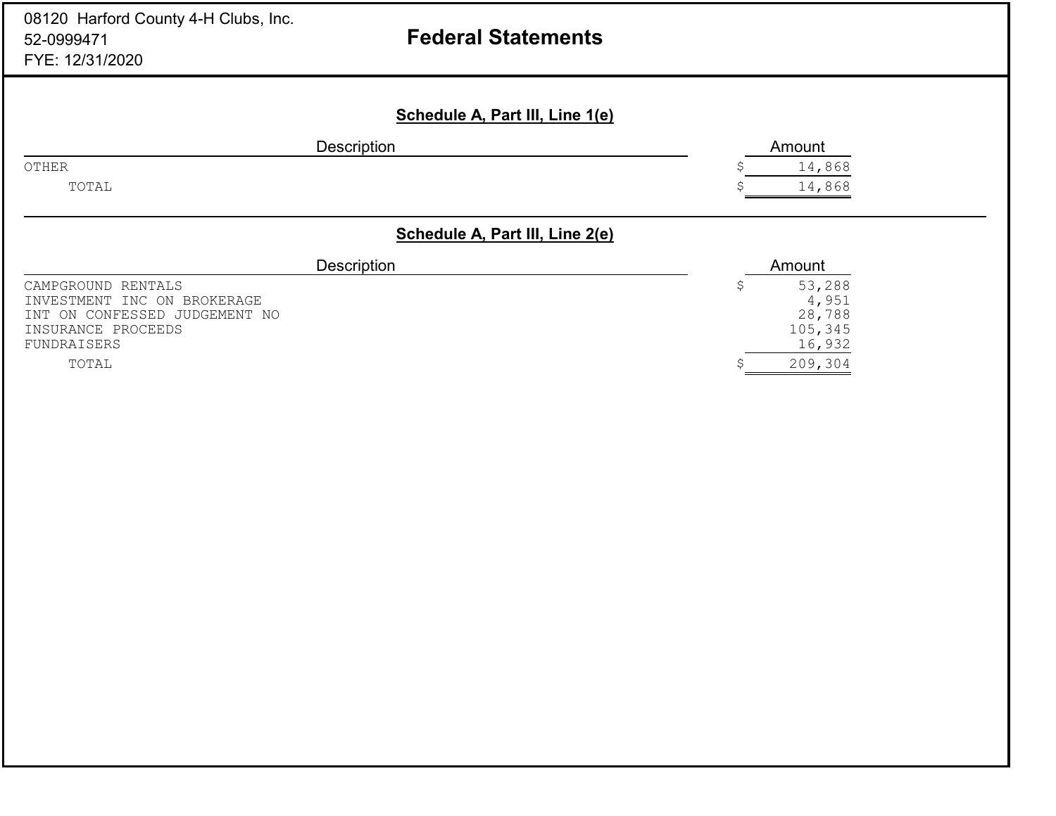08120 Harford County 4-H Clubs, Inc.
52-0999471
FYE: 12/31/2020

# Federal Statements

## Schedule A, Part III, Line 1(e)

| Description | Amount |
| --- | --- |
| OTHER | $ 14,868 |
| TOTAL | $ 14,868 |

## Schedule A, Part III, Line 2(e)

| Description | Amount |
| --- | --- |
| CAMPGROUND RENTALS | $ 53,288 |
| INVESTMENT INC ON BROKERAGE | 4,951 |
| INT ON CONFESSED JUDGEMENT NO | 28,788 |
| INSURANCE PROCEEDS | 105,345 |
| FUNDRAISERS | 16,932 |
| TOTAL | $ 209,304 |